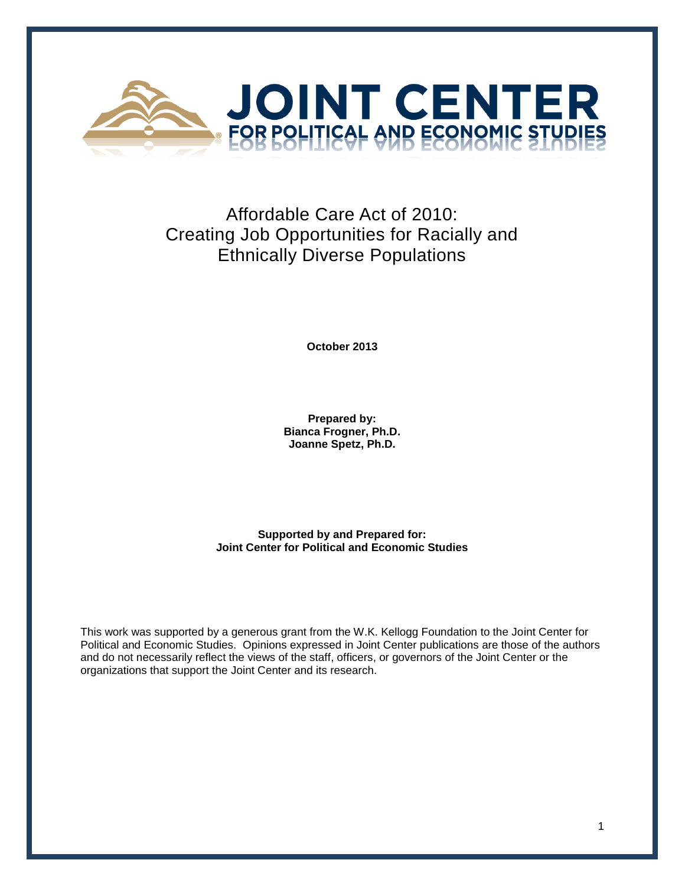**JOINT CENTER**
**FOR POLITICAL AND ECONOMIC STUDIES**

# Affordable Care Act of 2010: Creating Job Opportunities for Racially and Ethnically Diverse Populations

**October 2013**

**Prepared by:**
**Bianca Frogner, Ph.D.**
**Joanne Spetz, Ph.D.**

**Supported by and Prepared for:**
**Joint Center for Political and Economic Studies**

This work was supported by a generous grant from the W.K. Kellogg Foundation to the Joint Center for Political and Economic Studies. Opinions expressed in Joint Center publications are those of the authors and do not necessarily reflect the views of the staff, officers, or governors of the Joint Center or the organizations that support the Joint Center and its research.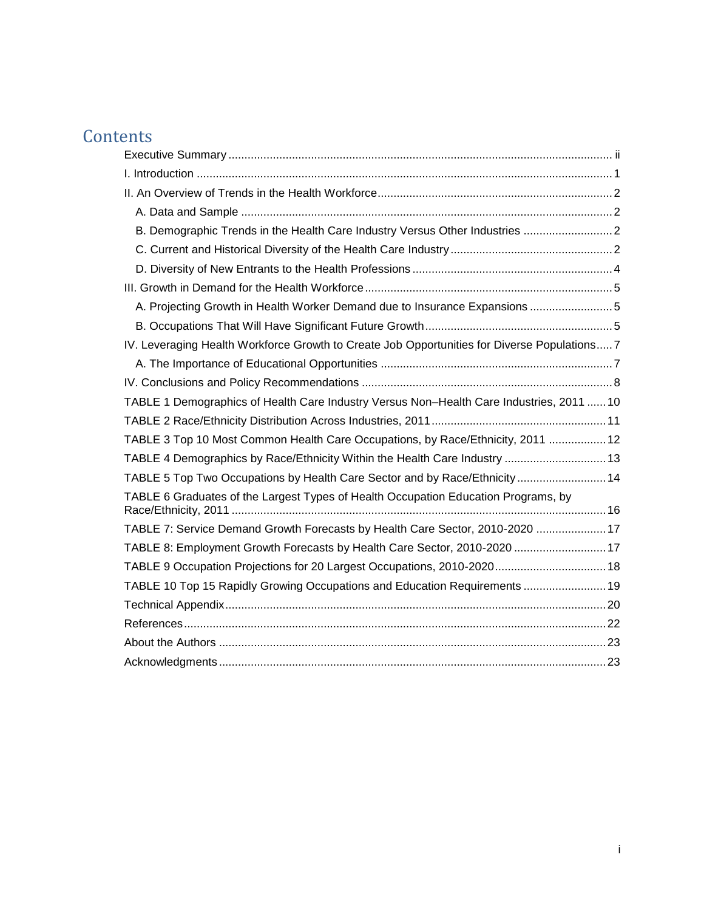# Contents

- Executive Summary ii
- I. Introduction 1
- II. An Overview of Trends in the Health Workforce 2
  - A. Data and Sample 2
  - B. Demographic Trends in the Health Care Industry Versus Other Industries 2
  - C. Current and Historical Diversity of the Health Care Industry 2
  - D. Diversity of New Entrants to the Health Professions 4
- III. Growth in Demand for the Health Workforce 5
  - A. Projecting Growth in Health Worker Demand due to Insurance Expansions 5
  - B. Occupations That Will Have Significant Future Growth 5
- IV. Leveraging Health Workforce Growth to Create Job Opportunities for Diverse Populations 7
  - A. The Importance of Educational Opportunities 7
- IV. Conclusions and Policy Recommendations 8
- TABLE 1 Demographics of Health Care Industry Versus Non–Health Care Industries, 2011 10
- TABLE 2 Race/Ethnicity Distribution Across Industries, 2011 11
- TABLE 3 Top 10 Most Common Health Care Occupations, by Race/Ethnicity, 2011 12
- TABLE 4 Demographics by Race/Ethnicity Within the Health Care Industry 13
- TABLE 5 Top Two Occupations by Health Care Sector and by Race/Ethnicity 14
- TABLE 6 Graduates of the Largest Types of Health Occupation Education Programs, by Race/Ethnicity, 2011 16
- TABLE 7: Service Demand Growth Forecasts by Health Care Sector, 2010-2020 17
- TABLE 8: Employment Growth Forecasts by Health Care Sector, 2010-2020 17
- TABLE 9 Occupation Projections for 20 Largest Occupations, 2010-2020 18
- TABLE 10 Top 15 Rapidly Growing Occupations and Education Requirements 19
- Technical Appendix 20
- References 22
- About the Authors 23
- Acknowledgments 23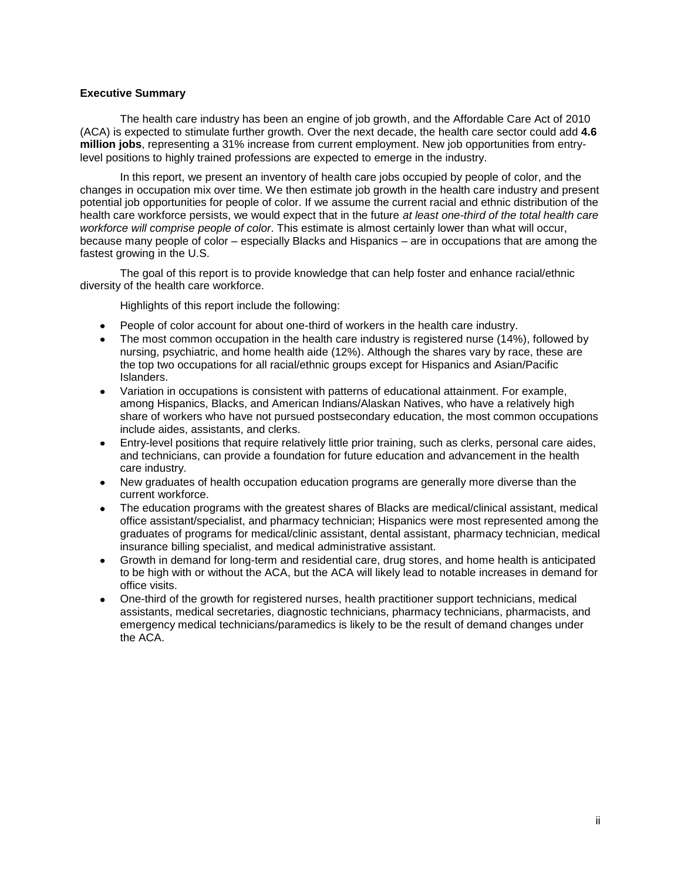## Executive Summary

The health care industry has been an engine of job growth, and the Affordable Care Act of 2010 (ACA) is expected to stimulate further growth. Over the next decade, the health care sector could add **4.6 million jobs**, representing a 31% increase from current employment. New job opportunities from entry-level positions to highly trained professions are expected to emerge in the industry.

In this report, we present an inventory of health care jobs occupied by people of color, and the changes in occupation mix over time. We then estimate job growth in the health care industry and present potential job opportunities for people of color. If we assume the current racial and ethnic distribution of the health care workforce persists, we would expect that in the future *at least one-third of the total health care workforce will comprise people of color*. This estimate is almost certainly lower than what will occur, because many people of color – especially Blacks and Hispanics – are in occupations that are among the fastest growing in the U.S.

The goal of this report is to provide knowledge that can help foster and enhance racial/ethnic diversity of the health care workforce.

Highlights of this report include the following:

- People of color account for about one-third of workers in the health care industry.
- The most common occupation in the health care industry is registered nurse (14%), followed by nursing, psychiatric, and home health aide (12%). Although the shares vary by race, these are the top two occupations for all racial/ethnic groups except for Hispanics and Asian/Pacific Islanders.
- Variation in occupations is consistent with patterns of educational attainment. For example, among Hispanics, Blacks, and American Indians/Alaskan Natives, who have a relatively high share of workers who have not pursued postsecondary education, the most common occupations include aides, assistants, and clerks.
- Entry-level positions that require relatively little prior training, such as clerks, personal care aides, and technicians, can provide a foundation for future education and advancement in the health care industry.
- New graduates of health occupation education programs are generally more diverse than the current workforce.
- The education programs with the greatest shares of Blacks are medical/clinical assistant, medical office assistant/specialist, and pharmacy technician; Hispanics were most represented among the graduates of programs for medical/clinic assistant, dental assistant, pharmacy technician, medical insurance billing specialist, and medical administrative assistant.
- Growth in demand for long-term and residential care, drug stores, and home health is anticipated to be high with or without the ACA, but the ACA will likely lead to notable increases in demand for office visits.
- One-third of the growth for registered nurses, health practitioner support technicians, medical assistants, medical secretaries, diagnostic technicians, pharmacy technicians, pharmacists, and emergency medical technicians/paramedics is likely to be the result of demand changes under the ACA.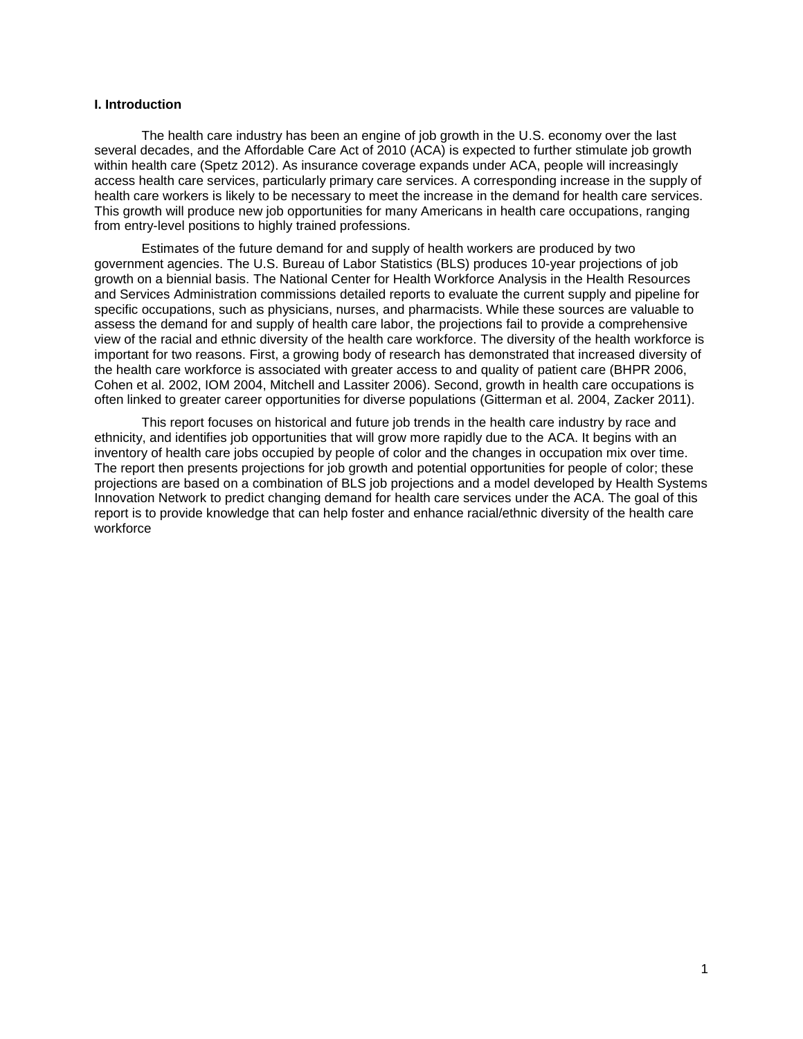## I. Introduction

The health care industry has been an engine of job growth in the U.S. economy over the last several decades, and the Affordable Care Act of 2010 (ACA) is expected to further stimulate job growth within health care (Spetz 2012). As insurance coverage expands under ACA, people will increasingly access health care services, particularly primary care services. A corresponding increase in the supply of health care workers is likely to be necessary to meet the increase in the demand for health care services. This growth will produce new job opportunities for many Americans in health care occupations, ranging from entry-level positions to highly trained professions.

Estimates of the future demand for and supply of health workers are produced by two government agencies. The U.S. Bureau of Labor Statistics (BLS) produces 10-year projections of job growth on a biennial basis. The National Center for Health Workforce Analysis in the Health Resources and Services Administration commissions detailed reports to evaluate the current supply and pipeline for specific occupations, such as physicians, nurses, and pharmacists. While these sources are valuable to assess the demand for and supply of health care labor, the projections fail to provide a comprehensive view of the racial and ethnic diversity of the health care workforce. The diversity of the health workforce is important for two reasons. First, a growing body of research has demonstrated that increased diversity of the health care workforce is associated with greater access to and quality of patient care (BHPR 2006, Cohen et al. 2002, IOM 2004, Mitchell and Lassiter 2006). Second, growth in health care occupations is often linked to greater career opportunities for diverse populations (Gitterman et al. 2004, Zacker 2011).

This report focuses on historical and future job trends in the health care industry by race and ethnicity, and identifies job opportunities that will grow more rapidly due to the ACA. It begins with an inventory of health care jobs occupied by people of color and the changes in occupation mix over time. The report then presents projections for job growth and potential opportunities for people of color; these projections are based on a combination of BLS job projections and a model developed by Health Systems Innovation Network to predict changing demand for health care services under the ACA. The goal of this report is to provide knowledge that can help foster and enhance racial/ethnic diversity of the health care workforce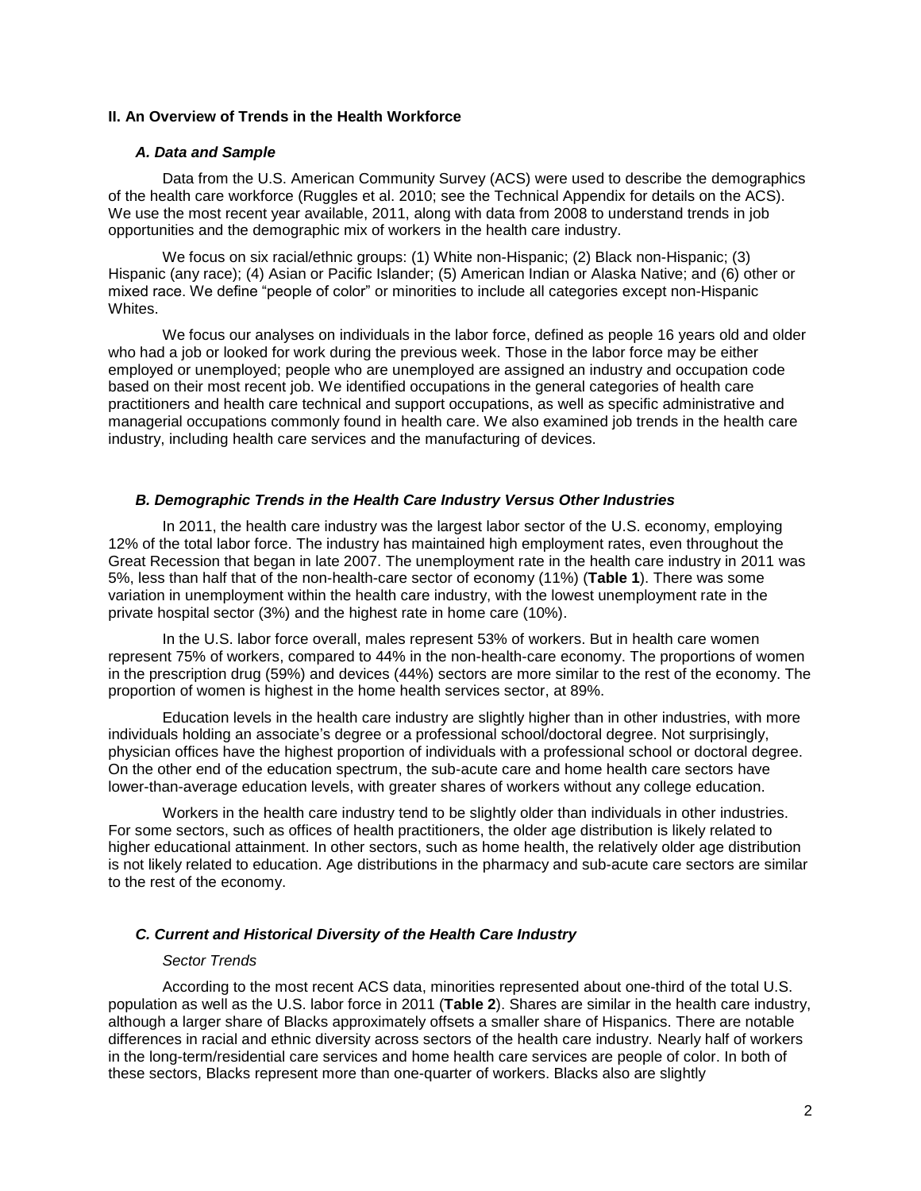## II. An Overview of Trends in the Health Workforce

### *A. Data and Sample*

Data from the U.S. American Community Survey (ACS) were used to describe the demographics of the health care workforce (Ruggles et al. 2010; see the Technical Appendix for details on the ACS). We use the most recent year available, 2011, along with data from 2008 to understand trends in job opportunities and the demographic mix of workers in the health care industry.

We focus on six racial/ethnic groups: (1) White non-Hispanic; (2) Black non-Hispanic; (3) Hispanic (any race); (4) Asian or Pacific Islander; (5) American Indian or Alaska Native; and (6) other or mixed race. We define "people of color" or minorities to include all categories except non-Hispanic Whites.

We focus our analyses on individuals in the labor force, defined as people 16 years old and older who had a job or looked for work during the previous week. Those in the labor force may be either employed or unemployed; people who are unemployed are assigned an industry and occupation code based on their most recent job. We identified occupations in the general categories of health care practitioners and health care technical and support occupations, as well as specific administrative and managerial occupations commonly found in health care. We also examined job trends in the health care industry, including health care services and the manufacturing of devices.

### *B. Demographic Trends in the Health Care Industry Versus Other Industries*

In 2011, the health care industry was the largest labor sector of the U.S. economy, employing 12% of the total labor force. The industry has maintained high employment rates, even throughout the Great Recession that began in late 2007. The unemployment rate in the health care industry in 2011 was 5%, less than half that of the non-health-care sector of economy (11%) (**Table 1**). There was some variation in unemployment within the health care industry, with the lowest unemployment rate in the private hospital sector (3%) and the highest rate in home care (10%).

In the U.S. labor force overall, males represent 53% of workers. But in health care women represent 75% of workers, compared to 44% in the non-health-care economy. The proportions of women in the prescription drug (59%) and devices (44%) sectors are more similar to the rest of the economy. The proportion of women is highest in the home health services sector, at 89%.

Education levels in the health care industry are slightly higher than in other industries, with more individuals holding an associate's degree or a professional school/doctoral degree. Not surprisingly, physician offices have the highest proportion of individuals with a professional school or doctoral degree. On the other end of the education spectrum, the sub-acute care and home health care sectors have lower-than-average education levels, with greater shares of workers without any college education.

Workers in the health care industry tend to be slightly older than individuals in other industries. For some sectors, such as offices of health practitioners, the older age distribution is likely related to higher educational attainment. In other sectors, such as home health, the relatively older age distribution is not likely related to education. Age distributions in the pharmacy and sub-acute care sectors are similar to the rest of the economy.

### *C. Current and Historical Diversity of the Health Care Industry*

*Sector Trends*

According to the most recent ACS data, minorities represented about one-third of the total U.S. population as well as the U.S. labor force in 2011 (**Table 2**). Shares are similar in the health care industry, although a larger share of Blacks approximately offsets a smaller share of Hispanics. There are notable differences in racial and ethnic diversity across sectors of the health care industry. Nearly half of workers in the long-term/residential care services and home health care services are people of color. In both of these sectors, Blacks represent more than one-quarter of workers. Blacks also are slightly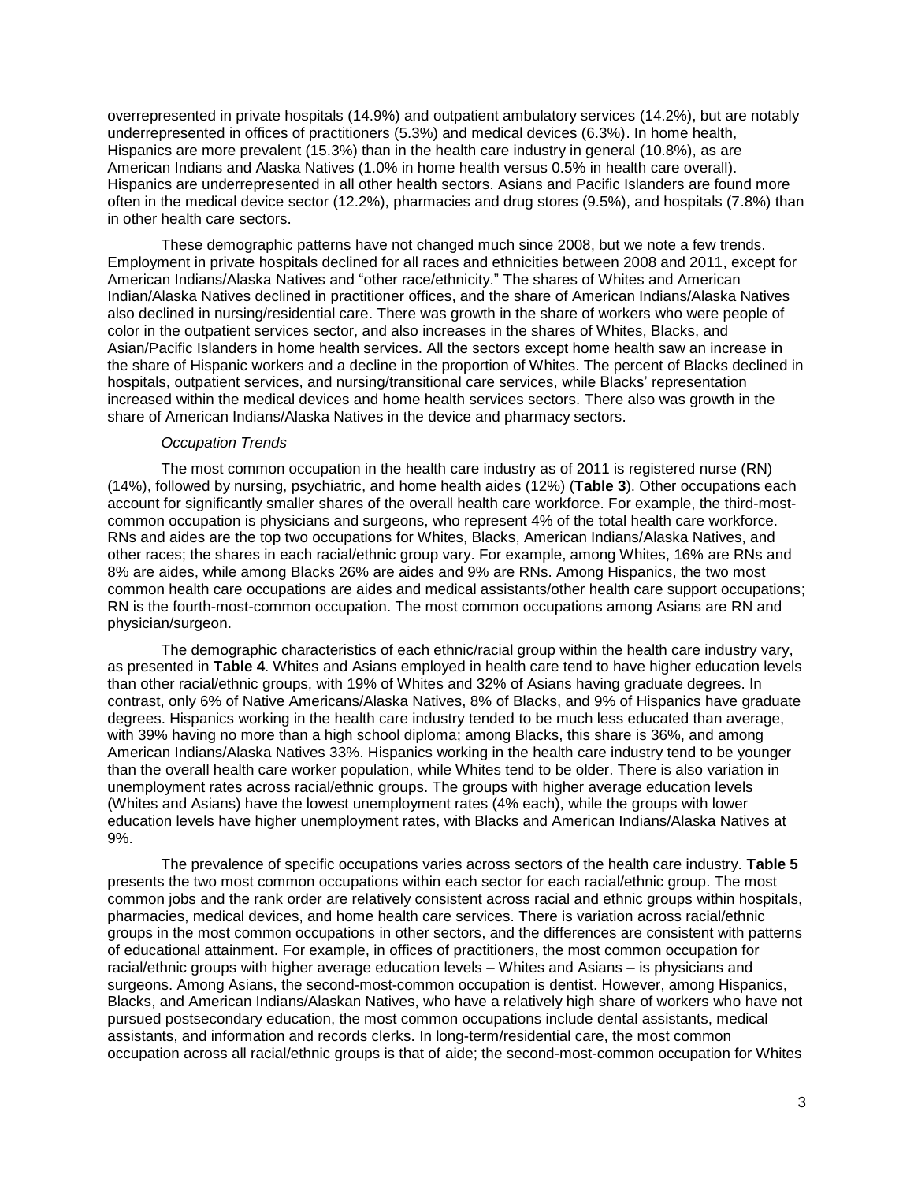overrepresented in private hospitals (14.9%) and outpatient ambulatory services (14.2%), but are notably underrepresented in offices of practitioners (5.3%) and medical devices (6.3%). In home health, Hispanics are more prevalent (15.3%) than in the health care industry in general (10.8%), as are American Indians and Alaska Natives (1.0% in home health versus 0.5% in health care overall). Hispanics are underrepresented in all other health sectors. Asians and Pacific Islanders are found more often in the medical device sector (12.2%), pharmacies and drug stores (9.5%), and hospitals (7.8%) than in other health care sectors.

These demographic patterns have not changed much since 2008, but we note a few trends. Employment in private hospitals declined for all races and ethnicities between 2008 and 2011, except for American Indians/Alaska Natives and "other race/ethnicity." The shares of Whites and American Indian/Alaska Natives declined in practitioner offices, and the share of American Indians/Alaska Natives also declined in nursing/residential care. There was growth in the share of workers who were people of color in the outpatient services sector, and also increases in the shares of Whites, Blacks, and Asian/Pacific Islanders in home health services. All the sectors except home health saw an increase in the share of Hispanic workers and a decline in the proportion of Whites. The percent of Blacks declined in hospitals, outpatient services, and nursing/transitional care services, while Blacks' representation increased within the medical devices and home health services sectors. There also was growth in the share of American Indians/Alaska Natives in the device and pharmacy sectors.

*Occupation Trends*

The most common occupation in the health care industry as of 2011 is registered nurse (RN) (14%), followed by nursing, psychiatric, and home health aides (12%) (**Table 3**). Other occupations each account for significantly smaller shares of the overall health care workforce. For example, the third-most-common occupation is physicians and surgeons, who represent 4% of the total health care workforce. RNs and aides are the top two occupations for Whites, Blacks, American Indians/Alaska Natives, and other races; the shares in each racial/ethnic group vary. For example, among Whites, 16% are RNs and 8% are aides, while among Blacks 26% are aides and 9% are RNs. Among Hispanics, the two most common health care occupations are aides and medical assistants/other health care support occupations; RN is the fourth-most-common occupation. The most common occupations among Asians are RN and physician/surgeon.

The demographic characteristics of each ethnic/racial group within the health care industry vary, as presented in **Table 4**. Whites and Asians employed in health care tend to have higher education levels than other racial/ethnic groups, with 19% of Whites and 32% of Asians having graduate degrees. In contrast, only 6% of Native Americans/Alaska Natives, 8% of Blacks, and 9% of Hispanics have graduate degrees. Hispanics working in the health care industry tended to be much less educated than average, with 39% having no more than a high school diploma; among Blacks, this share is 36%, and among American Indians/Alaska Natives 33%. Hispanics working in the health care industry tend to be younger than the overall health care worker population, while Whites tend to be older. There is also variation in unemployment rates across racial/ethnic groups. The groups with higher average education levels (Whites and Asians) have the lowest unemployment rates (4% each), while the groups with lower education levels have higher unemployment rates, with Blacks and American Indians/Alaska Natives at 9%.

The prevalence of specific occupations varies across sectors of the health care industry. **Table 5** presents the two most common occupations within each sector for each racial/ethnic group. The most common jobs and the rank order are relatively consistent across racial and ethnic groups within hospitals, pharmacies, medical devices, and home health care services. There is variation across racial/ethnic groups in the most common occupations in other sectors, and the differences are consistent with patterns of educational attainment. For example, in offices of practitioners, the most common occupation for racial/ethnic groups with higher average education levels – Whites and Asians – is physicians and surgeons. Among Asians, the second-most-common occupation is dentist. However, among Hispanics, Blacks, and American Indians/Alaskan Natives, who have a relatively high share of workers who have not pursued postsecondary education, the most common occupations include dental assistants, medical assistants, and information and records clerks. In long-term/residential care, the most common occupation across all racial/ethnic groups is that of aide; the second-most-common occupation for Whites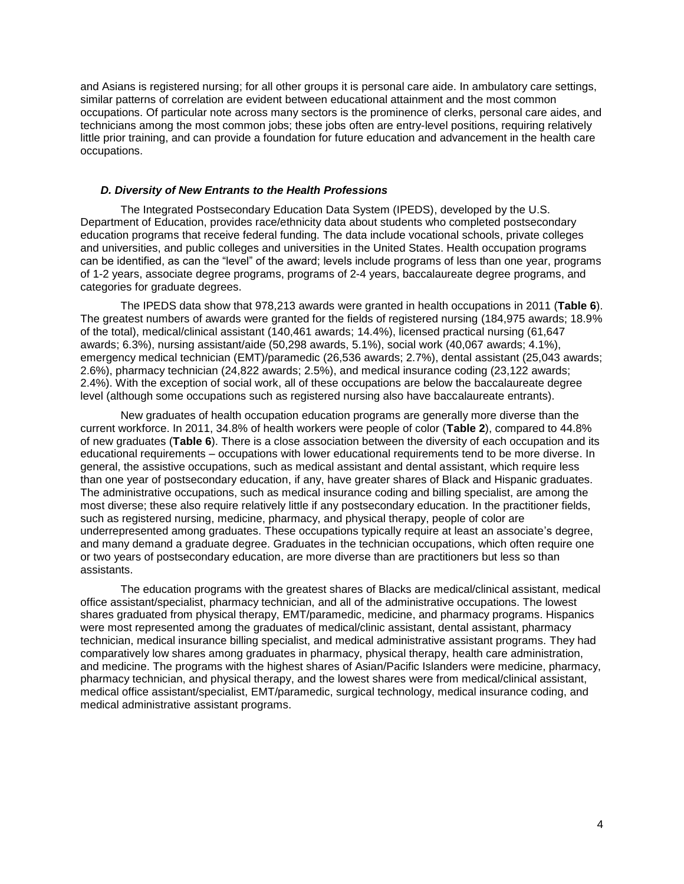and Asians is registered nursing; for all other groups it is personal care aide. In ambulatory care settings, similar patterns of correlation are evident between educational attainment and the most common occupations. Of particular note across many sectors is the prominence of clerks, personal care aides, and technicians among the most common jobs; these jobs often are entry-level positions, requiring relatively little prior training, and can provide a foundation for future education and advancement in the health care occupations.

### *D. Diversity of New Entrants to the Health Professions*

The Integrated Postsecondary Education Data System (IPEDS), developed by the U.S. Department of Education, provides race/ethnicity data about students who completed postsecondary education programs that receive federal funding. The data include vocational schools, private colleges and universities, and public colleges and universities in the United States. Health occupation programs can be identified, as can the "level" of the award; levels include programs of less than one year, programs of 1-2 years, associate degree programs, programs of 2-4 years, baccalaureate degree programs, and categories for graduate degrees.

The IPEDS data show that 978,213 awards were granted in health occupations in 2011 (**Table 6**). The greatest numbers of awards were granted for the fields of registered nursing (184,975 awards; 18.9% of the total), medical/clinical assistant (140,461 awards; 14.4%), licensed practical nursing (61,647 awards; 6.3%), nursing assistant/aide (50,298 awards, 5.1%), social work (40,067 awards; 4.1%), emergency medical technician (EMT)/paramedic (26,536 awards; 2.7%), dental assistant (25,043 awards; 2.6%), pharmacy technician (24,822 awards; 2.5%), and medical insurance coding (23,122 awards; 2.4%). With the exception of social work, all of these occupations are below the baccalaureate degree level (although some occupations such as registered nursing also have baccalaureate entrants).

New graduates of health occupation education programs are generally more diverse than the current workforce. In 2011, 34.8% of health workers were people of color (**Table 2**), compared to 44.8% of new graduates (**Table 6**). There is a close association between the diversity of each occupation and its educational requirements – occupations with lower educational requirements tend to be more diverse. In general, the assistive occupations, such as medical assistant and dental assistant, which require less than one year of postsecondary education, if any, have greater shares of Black and Hispanic graduates. The administrative occupations, such as medical insurance coding and billing specialist, are among the most diverse; these also require relatively little if any postsecondary education. In the practitioner fields, such as registered nursing, medicine, pharmacy, and physical therapy, people of color are underrepresented among graduates. These occupations typically require at least an associate's degree, and many demand a graduate degree. Graduates in the technician occupations, which often require one or two years of postsecondary education, are more diverse than are practitioners but less so than assistants.

The education programs with the greatest shares of Blacks are medical/clinical assistant, medical office assistant/specialist, pharmacy technician, and all of the administrative occupations. The lowest shares graduated from physical therapy, EMT/paramedic, medicine, and pharmacy programs. Hispanics were most represented among the graduates of medical/clinic assistant, dental assistant, pharmacy technician, medical insurance billing specialist, and medical administrative assistant programs. They had comparatively low shares among graduates in pharmacy, physical therapy, health care administration, and medicine. The programs with the highest shares of Asian/Pacific Islanders were medicine, pharmacy, pharmacy technician, and physical therapy, and the lowest shares were from medical/clinical assistant, medical office assistant/specialist, EMT/paramedic, surgical technology, medical insurance coding, and medical administrative assistant programs.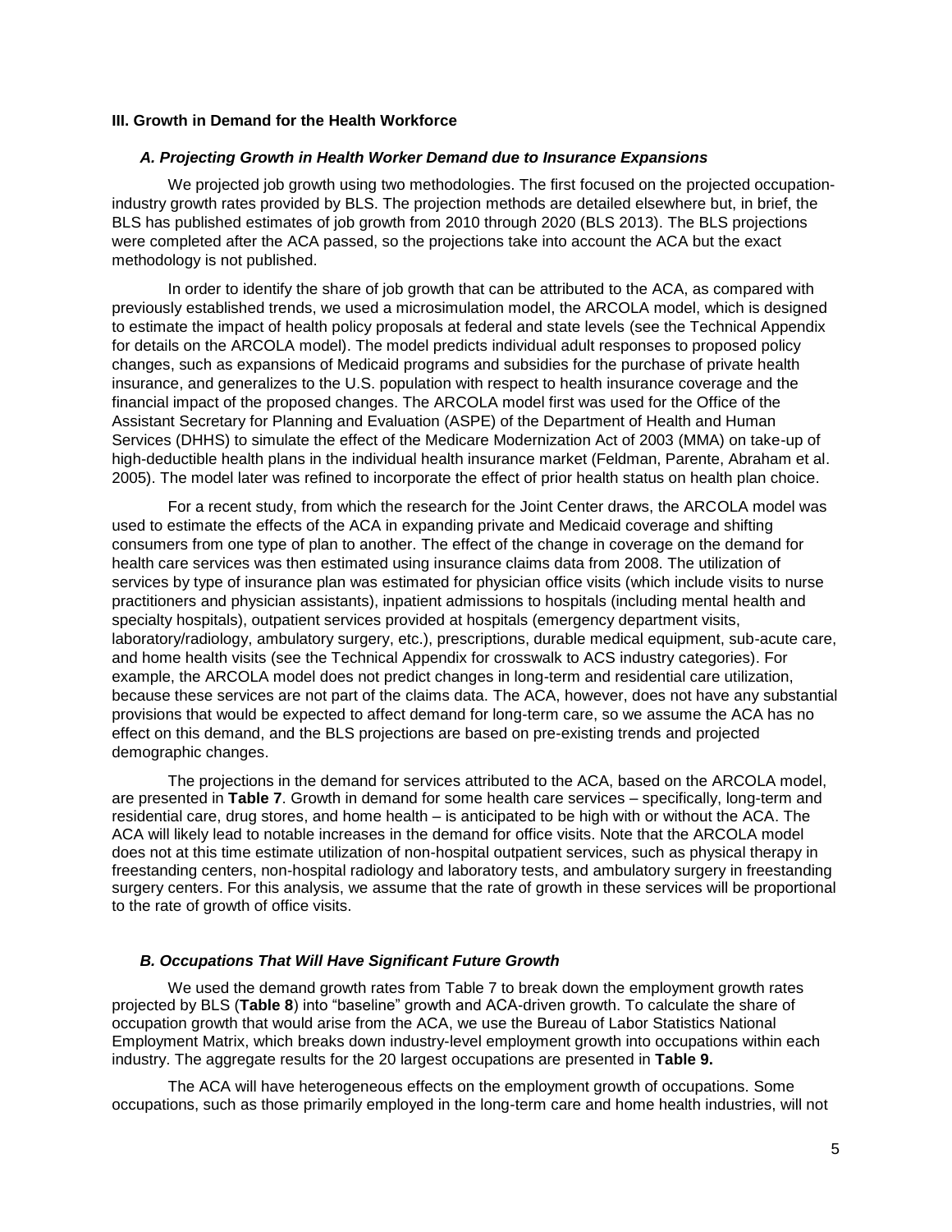### III. Growth in Demand for the Health Workforce

#### *A. Projecting Growth in Health Worker Demand due to Insurance Expansions*

We projected job growth using two methodologies. The first focused on the projected occupation-industry growth rates provided by BLS. The projection methods are detailed elsewhere but, in brief, the BLS has published estimates of job growth from 2010 through 2020 (BLS 2013). The BLS projections were completed after the ACA passed, so the projections take into account the ACA but the exact methodology is not published.

In order to identify the share of job growth that can be attributed to the ACA, as compared with previously established trends, we used a microsimulation model, the ARCOLA model, which is designed to estimate the impact of health policy proposals at federal and state levels (see the Technical Appendix for details on the ARCOLA model). The model predicts individual adult responses to proposed policy changes, such as expansions of Medicaid programs and subsidies for the purchase of private health insurance, and generalizes to the U.S. population with respect to health insurance coverage and the financial impact of the proposed changes. The ARCOLA model first was used for the Office of the Assistant Secretary for Planning and Evaluation (ASPE) of the Department of Health and Human Services (DHHS) to simulate the effect of the Medicare Modernization Act of 2003 (MMA) on take-up of high-deductible health plans in the individual health insurance market (Feldman, Parente, Abraham et al. 2005). The model later was refined to incorporate the effect of prior health status on health plan choice.

For a recent study, from which the research for the Joint Center draws, the ARCOLA model was used to estimate the effects of the ACA in expanding private and Medicaid coverage and shifting consumers from one type of plan to another. The effect of the change in coverage on the demand for health care services was then estimated using insurance claims data from 2008. The utilization of services by type of insurance plan was estimated for physician office visits (which include visits to nurse practitioners and physician assistants), inpatient admissions to hospitals (including mental health and specialty hospitals), outpatient services provided at hospitals (emergency department visits, laboratory/radiology, ambulatory surgery, etc.), prescriptions, durable medical equipment, sub-acute care, and home health visits (see the Technical Appendix for crosswalk to ACS industry categories). For example, the ARCOLA model does not predict changes in long-term and residential care utilization, because these services are not part of the claims data. The ACA, however, does not have any substantial provisions that would be expected to affect demand for long-term care, so we assume the ACA has no effect on this demand, and the BLS projections are based on pre-existing trends and projected demographic changes.

The projections in the demand for services attributed to the ACA, based on the ARCOLA model, are presented in **Table 7**. Growth in demand for some health care services – specifically, long-term and residential care, drug stores, and home health – is anticipated to be high with or without the ACA. The ACA will likely lead to notable increases in the demand for office visits. Note that the ARCOLA model does not at this time estimate utilization of non-hospital outpatient services, such as physical therapy in freestanding centers, non-hospital radiology and laboratory tests, and ambulatory surgery in freestanding surgery centers. For this analysis, we assume that the rate of growth in these services will be proportional to the rate of growth of office visits.

#### *B. Occupations That Will Have Significant Future Growth*

We used the demand growth rates from Table 7 to break down the employment growth rates projected by BLS (**Table 8**) into "baseline" growth and ACA-driven growth. To calculate the share of occupation growth that would arise from the ACA, we use the Bureau of Labor Statistics National Employment Matrix, which breaks down industry-level employment growth into occupations within each industry. The aggregate results for the 20 largest occupations are presented in **Table 9.**

The ACA will have heterogeneous effects on the employment growth of occupations. Some occupations, such as those primarily employed in the long-term care and home health industries, will not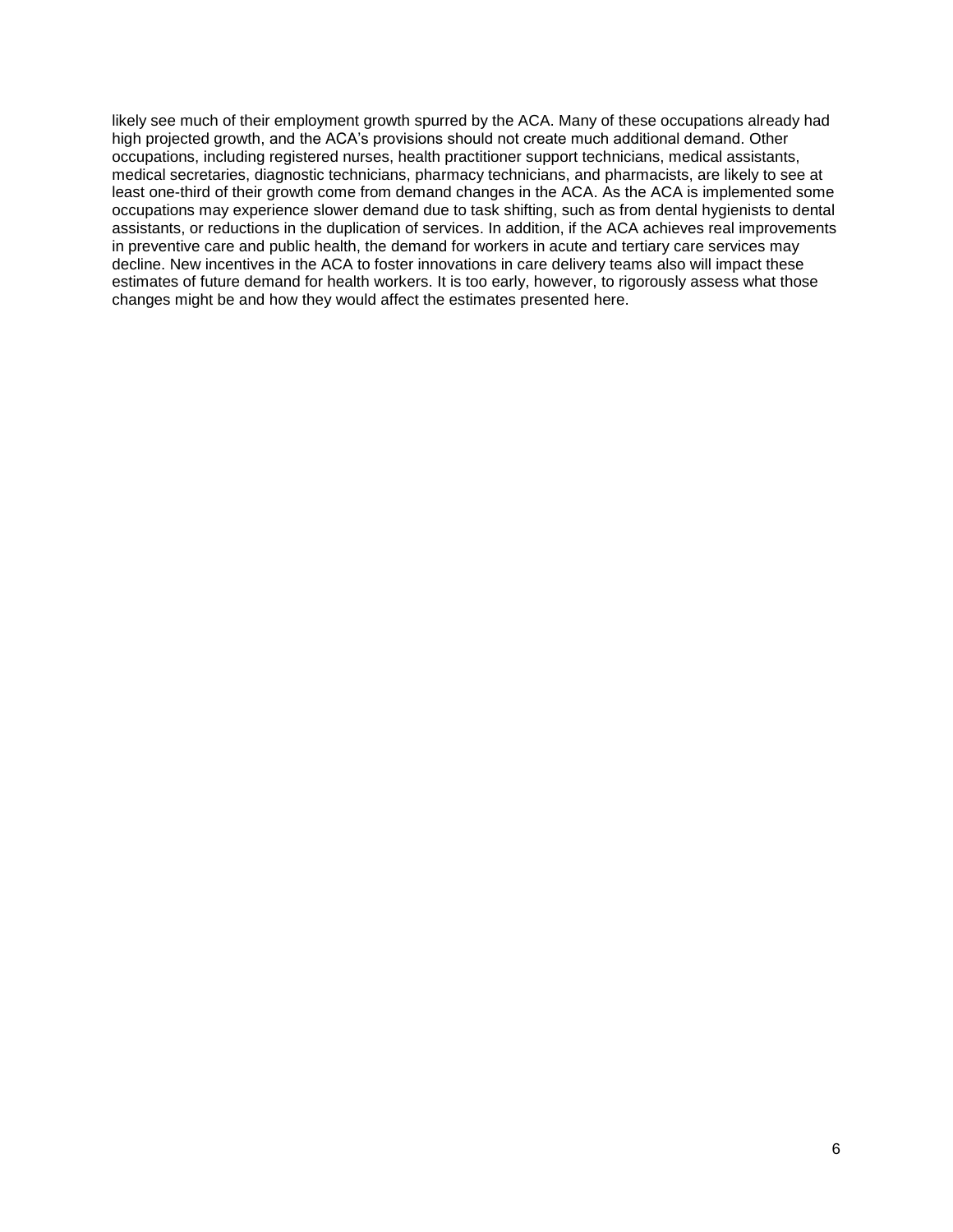likely see much of their employment growth spurred by the ACA. Many of these occupations already had high projected growth, and the ACA's provisions should not create much additional demand. Other occupations, including registered nurses, health practitioner support technicians, medical assistants, medical secretaries, diagnostic technicians, pharmacy technicians, and pharmacists, are likely to see at least one-third of their growth come from demand changes in the ACA. As the ACA is implemented some occupations may experience slower demand due to task shifting, such as from dental hygienists to dental assistants, or reductions in the duplication of services. In addition, if the ACA achieves real improvements in preventive care and public health, the demand for workers in acute and tertiary care services may decline. New incentives in the ACA to foster innovations in care delivery teams also will impact these estimates of future demand for health workers. It is too early, however, to rigorously assess what those changes might be and how they would affect the estimates presented here.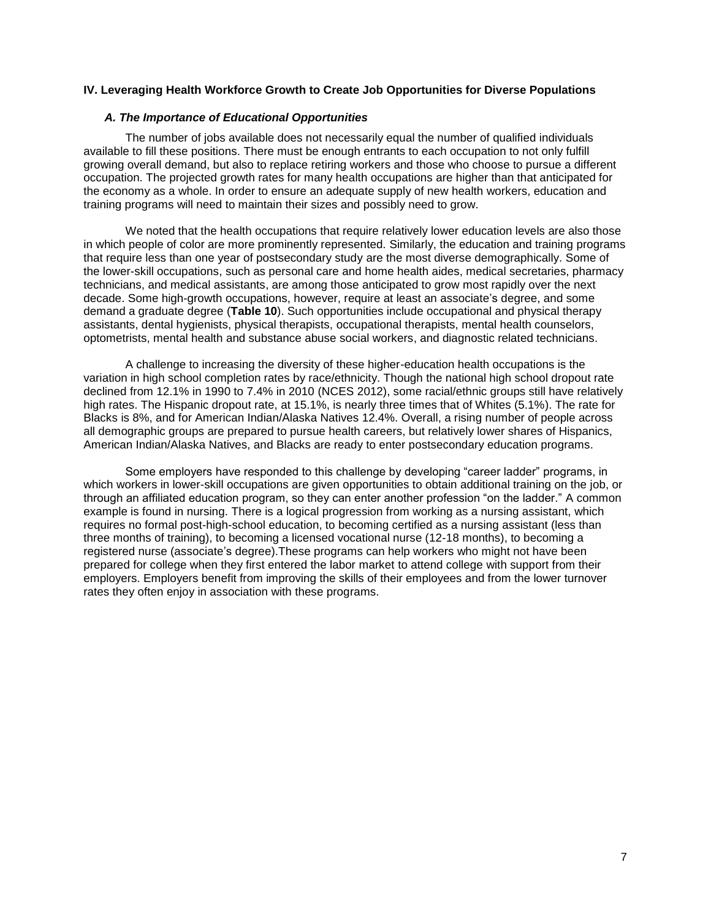## IV. Leveraging Health Workforce Growth to Create Job Opportunities for Diverse Populations

### *A. The Importance of Educational Opportunities*

The number of jobs available does not necessarily equal the number of qualified individuals available to fill these positions. There must be enough entrants to each occupation to not only fulfill growing overall demand, but also to replace retiring workers and those who choose to pursue a different occupation. The projected growth rates for many health occupations are higher than that anticipated for the economy as a whole. In order to ensure an adequate supply of new health workers, education and training programs will need to maintain their sizes and possibly need to grow.

We noted that the health occupations that require relatively lower education levels are also those in which people of color are more prominently represented. Similarly, the education and training programs that require less than one year of postsecondary study are the most diverse demographically. Some of the lower-skill occupations, such as personal care and home health aides, medical secretaries, pharmacy technicians, and medical assistants, are among those anticipated to grow most rapidly over the next decade. Some high-growth occupations, however, require at least an associate's degree, and some demand a graduate degree (**Table 10**). Such opportunities include occupational and physical therapy assistants, dental hygienists, physical therapists, occupational therapists, mental health counselors, optometrists, mental health and substance abuse social workers, and diagnostic related technicians.

A challenge to increasing the diversity of these higher-education health occupations is the variation in high school completion rates by race/ethnicity. Though the national high school dropout rate declined from 12.1% in 1990 to 7.4% in 2010 (NCES 2012), some racial/ethnic groups still have relatively high rates. The Hispanic dropout rate, at 15.1%, is nearly three times that of Whites (5.1%). The rate for Blacks is 8%, and for American Indian/Alaska Natives 12.4%. Overall, a rising number of people across all demographic groups are prepared to pursue health careers, but relatively lower shares of Hispanics, American Indian/Alaska Natives, and Blacks are ready to enter postsecondary education programs.

Some employers have responded to this challenge by developing "career ladder" programs, in which workers in lower-skill occupations are given opportunities to obtain additional training on the job, or through an affiliated education program, so they can enter another profession "on the ladder." A common example is found in nursing. There is a logical progression from working as a nursing assistant, which requires no formal post-high-school education, to becoming certified as a nursing assistant (less than three months of training), to becoming a licensed vocational nurse (12-18 months), to becoming a registered nurse (associate's degree).These programs can help workers who might not have been prepared for college when they first entered the labor market to attend college with support from their employers. Employers benefit from improving the skills of their employees and from the lower turnover rates they often enjoy in association with these programs.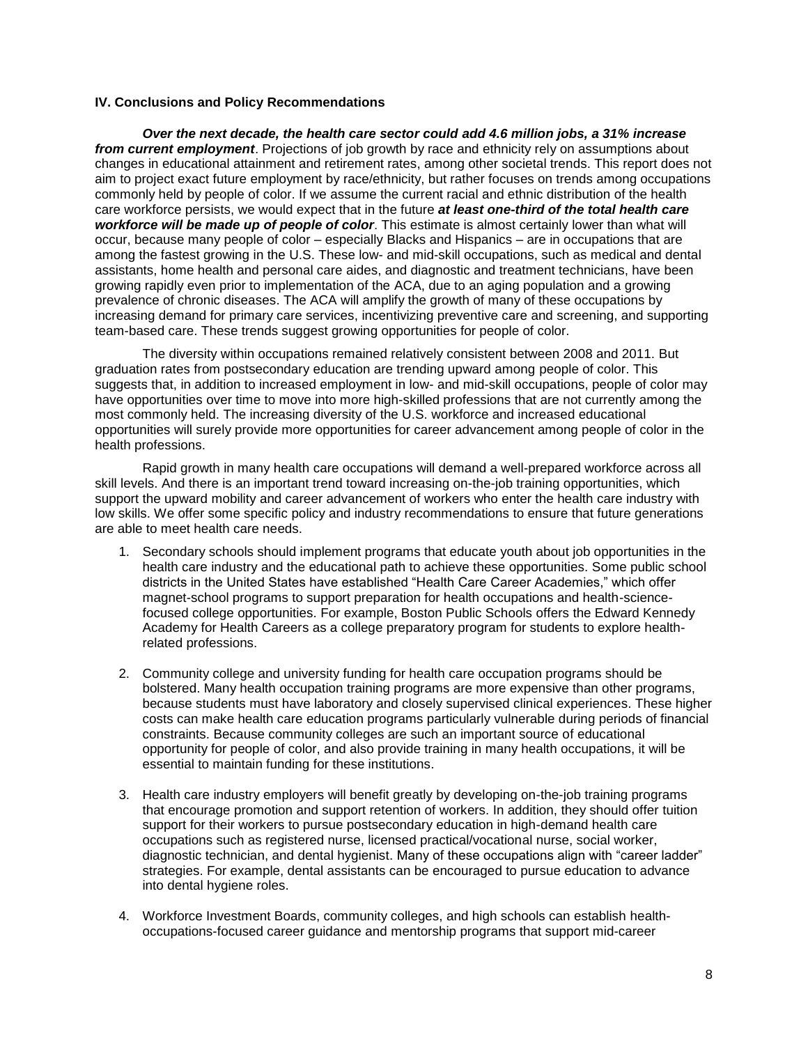### IV. Conclusions and Policy Recommendations

***Over the next decade, the health care sector could add 4.6 million jobs, a 31% increase from current employment***. Projections of job growth by race and ethnicity rely on assumptions about changes in educational attainment and retirement rates, among other societal trends. This report does not aim to project exact future employment by race/ethnicity, but rather focuses on trends among occupations commonly held by people of color. If we assume the current racial and ethnic distribution of the health care workforce persists, we would expect that in the future ***at least one-third of the total health care workforce will be made up of people of color***. This estimate is almost certainly lower than what will occur, because many people of color – especially Blacks and Hispanics – are in occupations that are among the fastest growing in the U.S. These low- and mid-skill occupations, such as medical and dental assistants, home health and personal care aides, and diagnostic and treatment technicians, have been growing rapidly even prior to implementation of the ACA, due to an aging population and a growing prevalence of chronic diseases. The ACA will amplify the growth of many of these occupations by increasing demand for primary care services, incentivizing preventive care and screening, and supporting team-based care. These trends suggest growing opportunities for people of color.

The diversity within occupations remained relatively consistent between 2008 and 2011. But graduation rates from postsecondary education are trending upward among people of color. This suggests that, in addition to increased employment in low- and mid-skill occupations, people of color may have opportunities over time to move into more high-skilled professions that are not currently among the most commonly held. The increasing diversity of the U.S. workforce and increased educational opportunities will surely provide more opportunities for career advancement among people of color in the health professions.

Rapid growth in many health care occupations will demand a well-prepared workforce across all skill levels. And there is an important trend toward increasing on-the-job training opportunities, which support the upward mobility and career advancement of workers who enter the health care industry with low skills. We offer some specific policy and industry recommendations to ensure that future generations are able to meet health care needs.

1. Secondary schools should implement programs that educate youth about job opportunities in the health care industry and the educational path to achieve these opportunities. Some public school districts in the United States have established "Health Care Career Academies," which offer magnet-school programs to support preparation for health occupations and health-science-focused college opportunities. For example, Boston Public Schools offers the Edward Kennedy Academy for Health Careers as a college preparatory program for students to explore health-related professions.

2. Community college and university funding for health care occupation programs should be bolstered. Many health occupation training programs are more expensive than other programs, because students must have laboratory and closely supervised clinical experiences. These higher costs can make health care education programs particularly vulnerable during periods of financial constraints. Because community colleges are such an important source of educational opportunity for people of color, and also provide training in many health occupations, it will be essential to maintain funding for these institutions.

3. Health care industry employers will benefit greatly by developing on-the-job training programs that encourage promotion and support retention of workers. In addition, they should offer tuition support for their workers to pursue postsecondary education in high-demand health care occupations such as registered nurse, licensed practical/vocational nurse, social worker, diagnostic technician, and dental hygienist. Many of these occupations align with "career ladder" strategies. For example, dental assistants can be encouraged to pursue education to advance into dental hygiene roles.

4. Workforce Investment Boards, community colleges, and high schools can establish health-occupations-focused career guidance and mentorship programs that support mid-career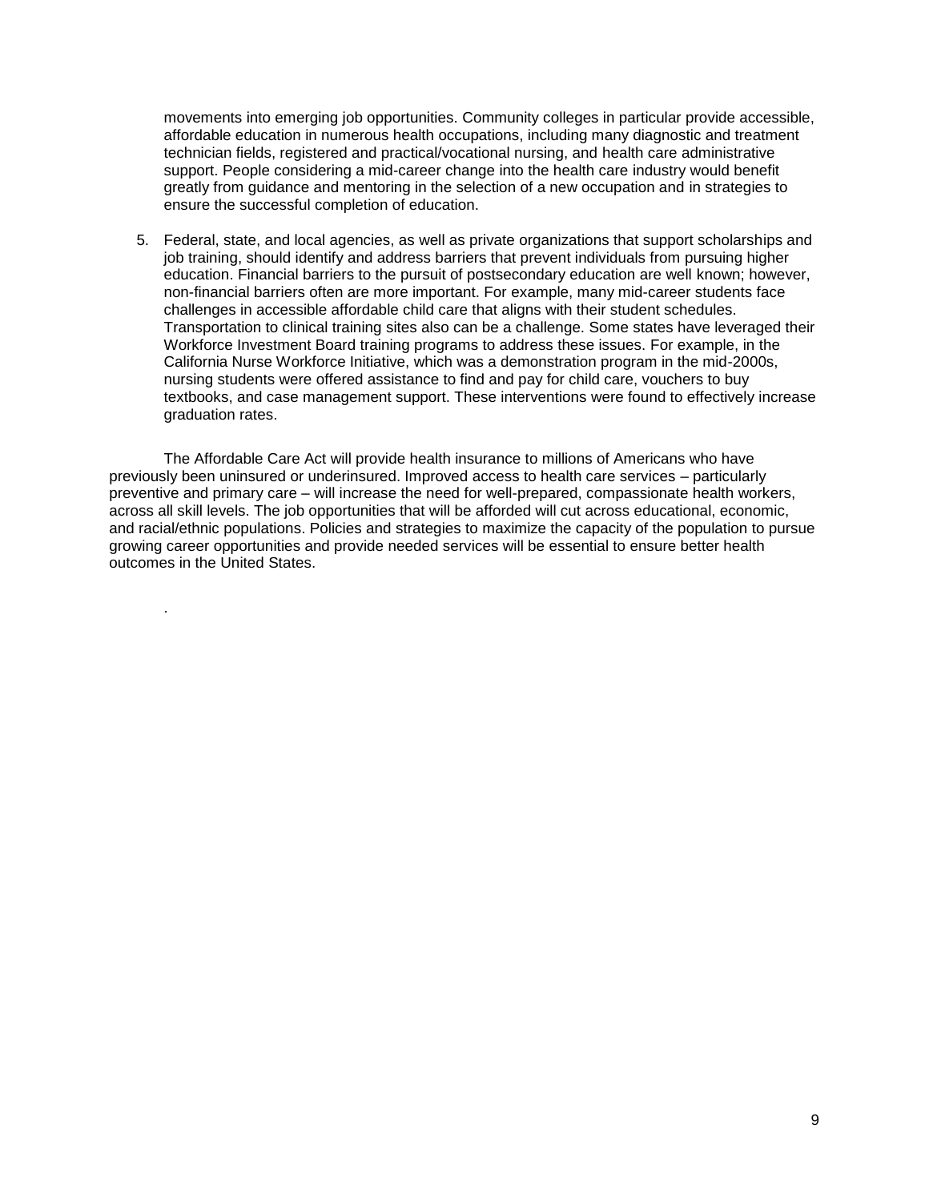movements into emerging job opportunities. Community colleges in particular provide accessible, affordable education in numerous health occupations, including many diagnostic and treatment technician fields, registered and practical/vocational nursing, and health care administrative support. People considering a mid-career change into the health care industry would benefit greatly from guidance and mentoring in the selection of a new occupation and in strategies to ensure the successful completion of education.

5. Federal, state, and local agencies, as well as private organizations that support scholarships and job training, should identify and address barriers that prevent individuals from pursuing higher education. Financial barriers to the pursuit of postsecondary education are well known; however, non-financial barriers often are more important. For example, many mid-career students face challenges in accessible affordable child care that aligns with their student schedules. Transportation to clinical training sites also can be a challenge. Some states have leveraged their Workforce Investment Board training programs to address these issues. For example, in the California Nurse Workforce Initiative, which was a demonstration program in the mid-2000s, nursing students were offered assistance to find and pay for child care, vouchers to buy textbooks, and case management support. These interventions were found to effectively increase graduation rates.

The Affordable Care Act will provide health insurance to millions of Americans who have previously been uninsured or underinsured. Improved access to health care services – particularly preventive and primary care – will increase the need for well-prepared, compassionate health workers, across all skill levels. The job opportunities that will be afforded will cut across educational, economic, and racial/ethnic populations. Policies and strategies to maximize the capacity of the population to pursue growing career opportunities and provide needed services will be essential to ensure better health outcomes in the United States.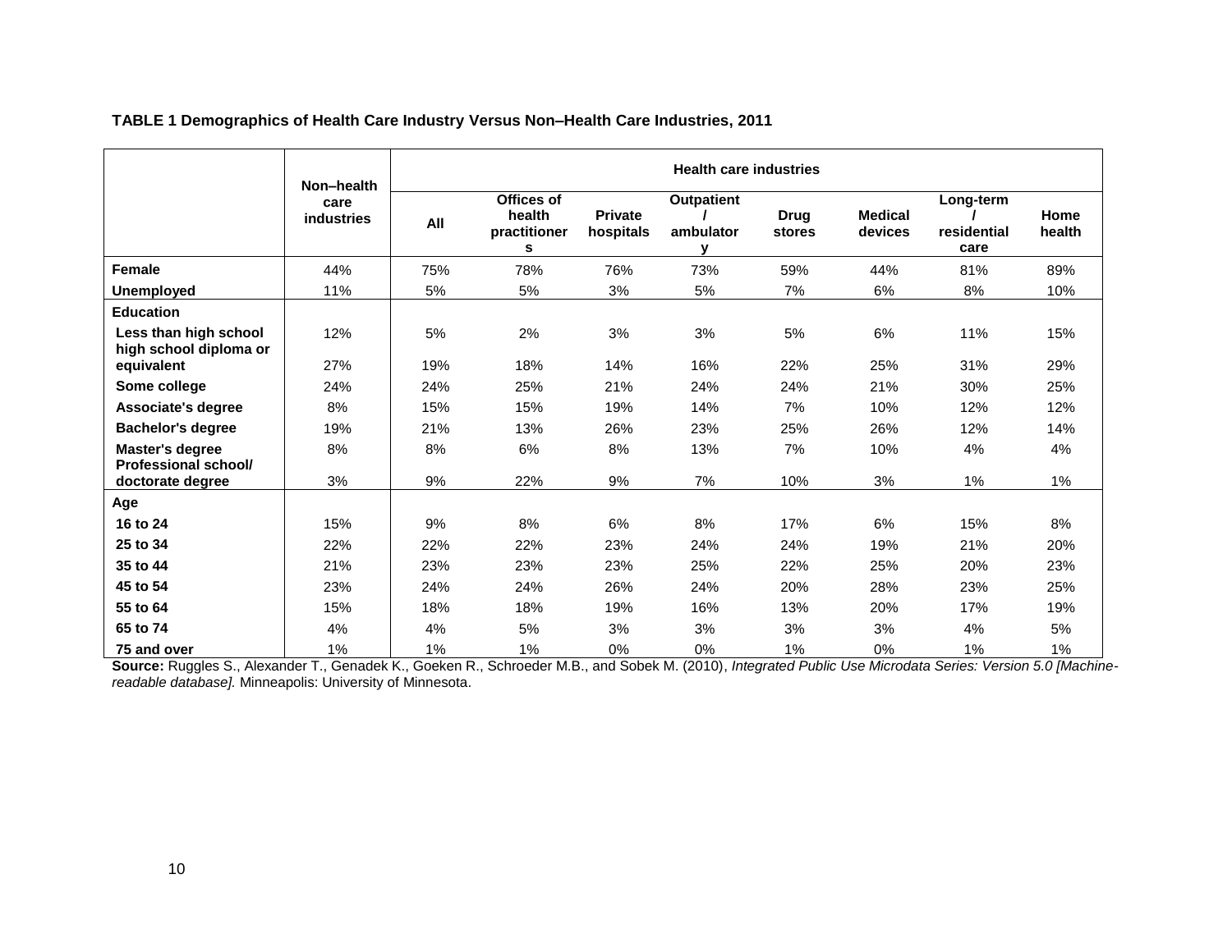**TABLE 1 Demographics of Health Care Industry Versus Non–Health Care Industries, 2011**

| | Non–health care industries | Health care industries | | | | | | | |
|---|---|---|---|---|---|---|---|---|---|
| | | All | Offices of health practitioners | Private hospitals | Outpatient / ambulatory | Drug stores | Medical devices | Long-term / residential care | Home health |
| **Female** | 44% | 75% | 78% | 76% | 73% | 59% | 44% | 81% | 89% |
| **Unemployed** | 11% | 5% | 5% | 3% | 5% | 7% | 6% | 8% | 10% |
| **Education** | | | | | | | | | |
| **Less than high school** | 12% | 5% | 2% | 3% | 3% | 5% | 6% | 11% | 15% |
| **high school diploma or equivalent** | 27% | 19% | 18% | 14% | 16% | 22% | 25% | 31% | 29% |
| **Some college** | 24% | 24% | 25% | 21% | 24% | 24% | 21% | 30% | 25% |
| **Associate's degree** | 8% | 15% | 15% | 19% | 14% | 7% | 10% | 12% | 12% |
| **Bachelor's degree** | 19% | 21% | 13% | 26% | 23% | 25% | 26% | 12% | 14% |
| **Master's degree** | 8% | 8% | 6% | 8% | 13% | 7% | 10% | 4% | 4% |
| **Professional school/ doctorate degree** | 3% | 9% | 22% | 9% | 7% | 10% | 3% | 1% | 1% |
| **Age** | | | | | | | | | |
| **16 to 24** | 15% | 9% | 8% | 6% | 8% | 17% | 6% | 15% | 8% |
| **25 to 34** | 22% | 22% | 22% | 23% | 24% | 24% | 19% | 21% | 20% |
| **35 to 44** | 21% | 23% | 23% | 23% | 25% | 22% | 25% | 20% | 23% |
| **45 to 54** | 23% | 24% | 24% | 26% | 24% | 20% | 28% | 23% | 25% |
| **55 to 64** | 15% | 18% | 18% | 19% | 16% | 13% | 20% | 17% | 19% |
| **65 to 74** | 4% | 4% | 5% | 3% | 3% | 3% | 3% | 4% | 5% |
| **75 and over** | 1% | 1% | 1% | 0% | 0% | 1% | 0% | 1% | 1% |

**Source:** Ruggles S., Alexander T., Genadek K., Goeken R., Schroeder M.B., and Sobek M. (2010), *Integrated Public Use Microdata Series: Version 5.0 [Machine-readable database].* Minneapolis: University of Minnesota.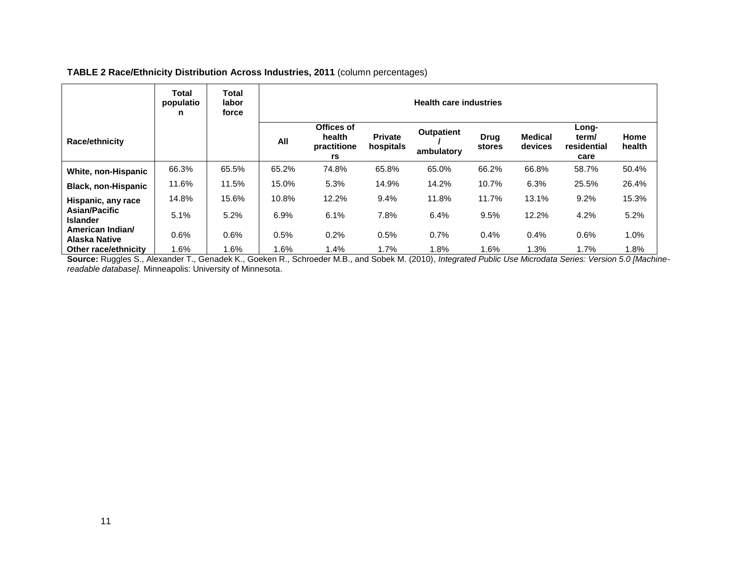**TABLE 2 Race/Ethnicity Distribution Across Industries, 2011** (column percentages)

| Race/ethnicity | Total population | Total labor force | Health care industries | | | | | | | |
|---|---|---|---|---|---|---|---|---|---|---|
| | | | All | Offices of health practitioners | Private hospitals | Outpatient / ambulatory | Drug stores | Medical devices | Long-term/ residential care | Home health |
| **White, non-Hispanic** | 66.3% | 65.5% | 65.2% | 74.8% | 65.8% | 65.0% | 66.2% | 66.8% | 58.7% | 50.4% |
| **Black, non-Hispanic** | 11.6% | 11.5% | 15.0% | 5.3% | 14.9% | 14.2% | 10.7% | 6.3% | 25.5% | 26.4% |
| **Hispanic, any race** | 14.8% | 15.6% | 10.8% | 12.2% | 9.4% | 11.8% | 11.7% | 13.1% | 9.2% | 15.3% |
| **Asian/Pacific Islander** | 5.1% | 5.2% | 6.9% | 6.1% | 7.8% | 6.4% | 9.5% | 12.2% | 4.2% | 5.2% |
| **American Indian/ Alaska Native** | 0.6% | 0.6% | 0.5% | 0.2% | 0.5% | 0.7% | 0.4% | 0.4% | 0.6% | 1.0% |
| **Other race/ethnicity** | 1.6% | 1.6% | 1.6% | 1.4% | 1.7% | 1.8% | 1.6% | 1.3% | 1.7% | 1.8% |

**Source:** Ruggles S., Alexander T., Genadek K., Goeken R., Schroeder M.B., and Sobek M. (2010), *Integrated Public Use Microdata Series: Version 5.0 [Machine-readable database].* Minneapolis: University of Minnesota.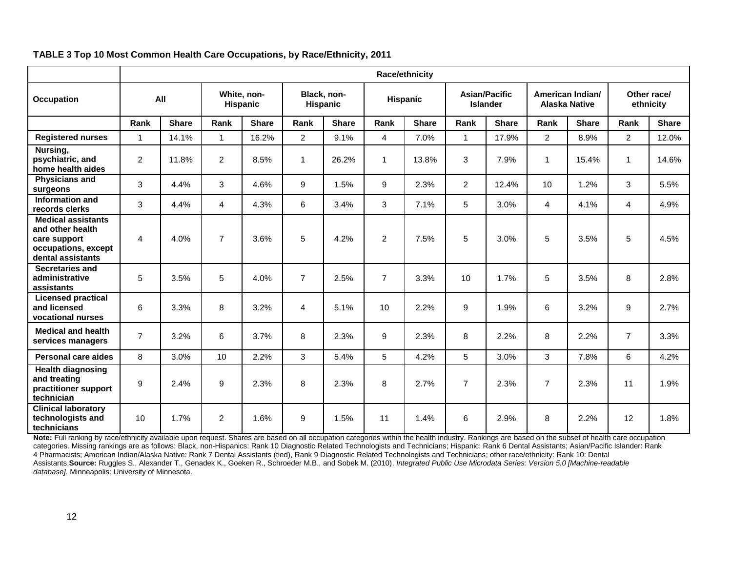**TABLE 3 Top 10 Most Common Health Care Occupations, by Race/Ethnicity, 2011**

| | Race/ethnicity | | | | | | | | | | | | | |
|---|---|---|---|---|---|---|---|---|---|---|---|---|---|---|
| **Occupation** | **All** | | **White, non-Hispanic** | | **Black, non-Hispanic** | | **Hispanic** | | **Asian/Pacific Islander** | | **American Indian/ Alaska Native** | | **Other race/ ethnicity** | |
| | **Rank** | **Share** | **Rank** | **Share** | **Rank** | **Share** | **Rank** | **Share** | **Rank** | **Share** | **Rank** | **Share** | **Rank** | **Share** |
| **Registered nurses** | 1 | 14.1% | 1 | 16.2% | 2 | 9.1% | 4 | 7.0% | 1 | 17.9% | 2 | 8.9% | 2 | 12.0% |
| **Nursing, psychiatric, and home health aides** | 2 | 11.8% | 2 | 8.5% | 1 | 26.2% | 1 | 13.8% | 3 | 7.9% | 1 | 15.4% | 1 | 14.6% |
| **Physicians and surgeons** | 3 | 4.4% | 3 | 4.6% | 9 | 1.5% | 9 | 2.3% | 2 | 12.4% | 10 | 1.2% | 3 | 5.5% |
| **Information and records clerks** | 3 | 4.4% | 4 | 4.3% | 6 | 3.4% | 3 | 7.1% | 5 | 3.0% | 4 | 4.1% | 4 | 4.9% |
| **Medical assistants and other health care support occupations, except dental assistants** | 4 | 4.0% | 7 | 3.6% | 5 | 4.2% | 2 | 7.5% | 5 | 3.0% | 5 | 3.5% | 5 | 4.5% |
| **Secretaries and administrative assistants** | 5 | 3.5% | 5 | 4.0% | 7 | 2.5% | 7 | 3.3% | 10 | 1.7% | 5 | 3.5% | 8 | 2.8% |
| **Licensed practical and licensed vocational nurses** | 6 | 3.3% | 8 | 3.2% | 4 | 5.1% | 10 | 2.2% | 9 | 1.9% | 6 | 3.2% | 9 | 2.7% |
| **Medical and health services managers** | 7 | 3.2% | 6 | 3.7% | 8 | 2.3% | 9 | 2.3% | 8 | 2.2% | 8 | 2.2% | 7 | 3.3% |
| **Personal care aides** | 8 | 3.0% | 10 | 2.2% | 3 | 5.4% | 5 | 4.2% | 5 | 3.0% | 3 | 7.8% | 6 | 4.2% |
| **Health diagnosing and treating practitioner support technician** | 9 | 2.4% | 9 | 2.3% | 8 | 2.3% | 8 | 2.7% | 7 | 2.3% | 7 | 2.3% | 11 | 1.9% |
| **Clinical laboratory technologists and technicians** | 10 | 1.7% | 2 | 1.6% | 9 | 1.5% | 11 | 1.4% | 6 | 2.9% | 8 | 2.2% | 12 | 1.8% |

**Note:** Full ranking by race/ethnicity available upon request. Shares are based on all occupation categories within the health industry. Rankings are based on the subset of health care occupation categories. Missing rankings are as follows: Black, non-Hispanics: Rank 10 Diagnostic Related Technologists and Technicians; Hispanic: Rank 6 Dental Assistants; Asian/Pacific Islander: Rank 4 Pharmacists; American Indian/Alaska Native: Rank 7 Dental Assistants (tied), Rank 9 Diagnostic Related Technologists and Technicians; other race/ethnicity: Rank 10: Dental Assistants.**Source:** Ruggles S., Alexander T., Genadek K., Goeken R., Schroeder M.B., and Sobek M. (2010), *Integrated Public Use Microdata Series: Version 5.0 [Machine-readable database].* Minneapolis: University of Minnesota.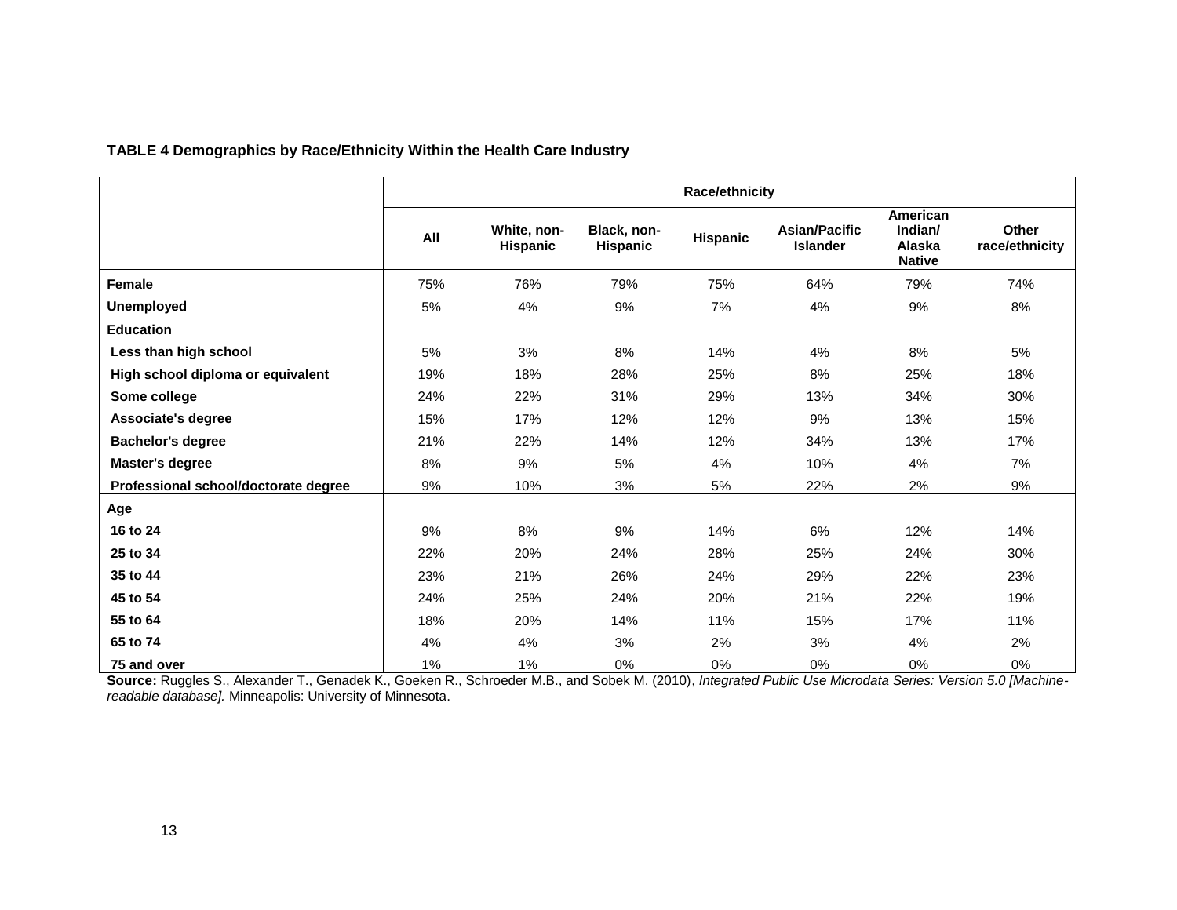**TABLE 4 Demographics by Race/Ethnicity Within the Health Care Industry**

| | Race/ethnicity | | | | | | |
|---|---|---|---|---|---|---|---|
| | All | White, non-Hispanic | Black, non-Hispanic | Hispanic | Asian/Pacific Islander | American Indian/ Alaska Native | Other race/ethnicity |
| **Female** | 75% | 76% | 79% | 75% | 64% | 79% | 74% |
| **Unemployed** | 5% | 4% | 9% | 7% | 4% | 9% | 8% |
| **Education** | | | | | | | |
| **Less than high school** | 5% | 3% | 8% | 14% | 4% | 8% | 5% |
| **High school diploma or equivalent** | 19% | 18% | 28% | 25% | 8% | 25% | 18% |
| **Some college** | 24% | 22% | 31% | 29% | 13% | 34% | 30% |
| **Associate's degree** | 15% | 17% | 12% | 12% | 9% | 13% | 15% |
| **Bachelor's degree** | 21% | 22% | 14% | 12% | 34% | 13% | 17% |
| **Master's degree** | 8% | 9% | 5% | 4% | 10% | 4% | 7% |
| **Professional school/doctorate degree** | 9% | 10% | 3% | 5% | 22% | 2% | 9% |
| **Age** | | | | | | | |
| **16 to 24** | 9% | 8% | 9% | 14% | 6% | 12% | 14% |
| **25 to 34** | 22% | 20% | 24% | 28% | 25% | 24% | 30% |
| **35 to 44** | 23% | 21% | 26% | 24% | 29% | 22% | 23% |
| **45 to 54** | 24% | 25% | 24% | 20% | 21% | 22% | 19% |
| **55 to 64** | 18% | 20% | 14% | 11% | 15% | 17% | 11% |
| **65 to 74** | 4% | 4% | 3% | 2% | 3% | 4% | 2% |
| **75 and over** | 1% | 1% | 0% | 0% | 0% | 0% | 0% |

**Source:** Ruggles S., Alexander T., Genadek K., Goeken R., Schroeder M.B., and Sobek M. (2010), *Integrated Public Use Microdata Series: Version 5.0 [Machine-readable database].* Minneapolis: University of Minnesota.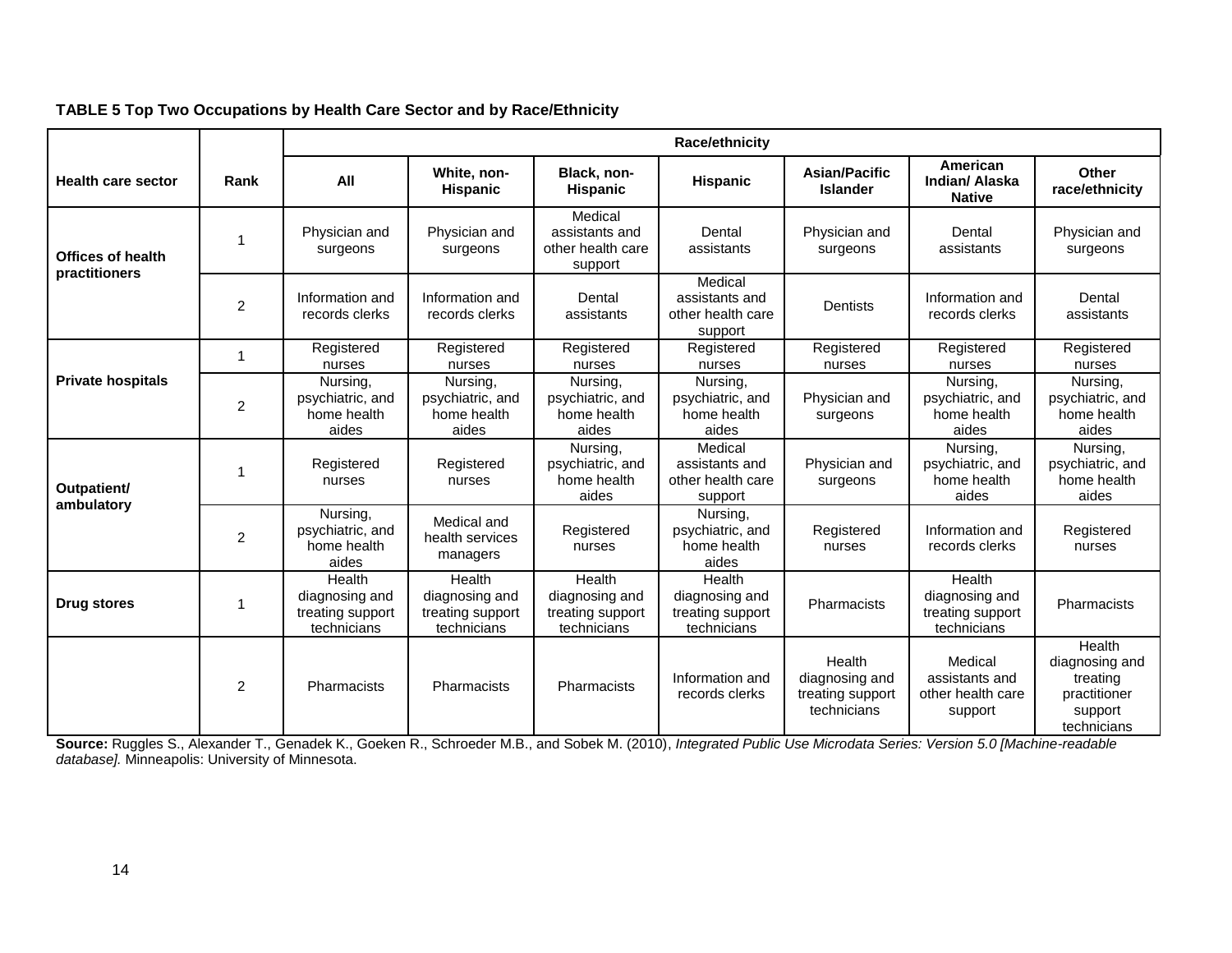**TABLE 5 Top Two Occupations by Health Care Sector and by Race/Ethnicity**

| Health care sector | Rank | Race/ethnicity | | | | | | |
|---|---|---|---|---|---|---|---|---|
| | | All | White, non-Hispanic | Black, non-Hispanic | Hispanic | Asian/Pacific Islander | American Indian/ Alaska Native | Other race/ethnicity |
| Offices of health practitioners | 1 | Physician and surgeons | Physician and surgeons | Medical assistants and other health care support | Dental assistants | Physician and surgeons | Dental assistants | Physician and surgeons |
| | 2 | Information and records clerks | Information and records clerks | Dental assistants | Medical assistants and other health care support | Dentists | Information and records clerks | Dental assistants |
| Private hospitals | 1 | Registered nurses | Registered nurses | Registered nurses | Registered nurses | Registered nurses | Registered nurses | Registered nurses |
| | 2 | Nursing, psychiatric, and home health aides | Nursing, psychiatric, and home health aides | Nursing, psychiatric, and home health aides | Nursing, psychiatric, and home health aides | Physician and surgeons | Nursing, psychiatric, and home health aides | Nursing, psychiatric, and home health aides |
| Outpatient/ ambulatory | 1 | Registered nurses | Registered nurses | Nursing, psychiatric, and home health aides | Medical assistants and other health care support | Physician and surgeons | Nursing, psychiatric, and home health aides | Nursing, psychiatric, and home health aides |
| | 2 | Nursing, psychiatric, and home health aides | Medical and health services managers | Registered nurses | Nursing, psychiatric, and home health aides | Registered nurses | Information and records clerks | Registered nurses |
| Drug stores | 1 | Health diagnosing and treating support technicians | Health diagnosing and treating support technicians | Health diagnosing and treating support technicians | Health diagnosing and treating support technicians | Pharmacists | Health diagnosing and treating support technicians | Pharmacists |
| | 2 | Pharmacists | Pharmacists | Pharmacists | Information and records clerks | Health diagnosing and treating support technicians | Medical assistants and other health care support | Health diagnosing and treating practitioner support technicians |

**Source:** Ruggles S., Alexander T., Genadek K., Goeken R., Schroeder M.B., and Sobek M. (2010), *Integrated Public Use Microdata Series: Version 5.0 [Machine-readable database].* Minneapolis: University of Minnesota.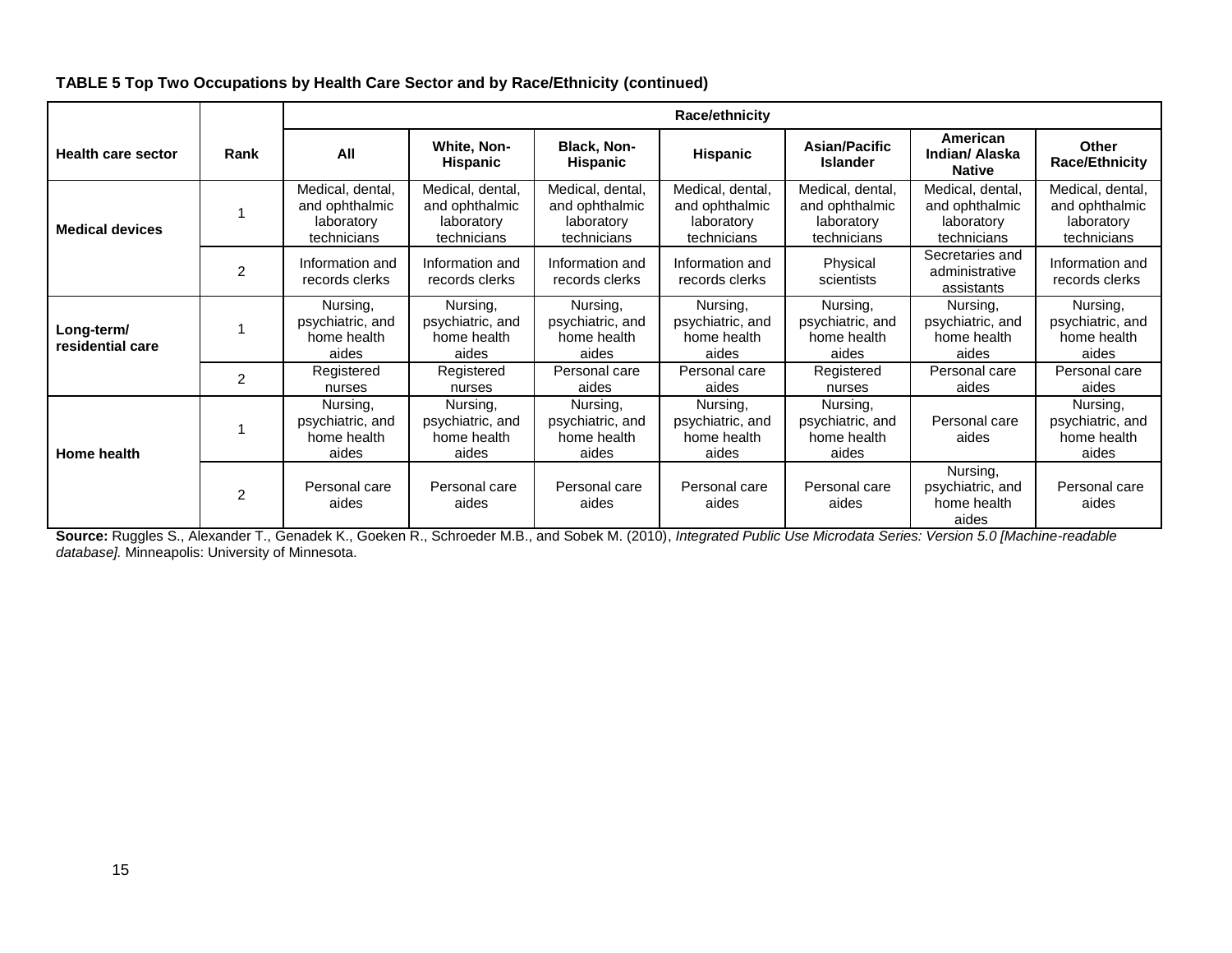**TABLE 5 Top Two Occupations by Health Care Sector and by Race/Ethnicity (continued)**

| Health care sector | Rank | Race/ethnicity | | | | | | |
|---|---|---|---|---|---|---|---|---|
| | | All | White, Non-Hispanic | Black, Non-Hispanic | Hispanic | Asian/Pacific Islander | American Indian/ Alaska Native | Other Race/Ethnicity |
| **Medical devices** | 1 | Medical, dental, and ophthalmic laboratory technicians | Medical, dental, and ophthalmic laboratory technicians | Medical, dental, and ophthalmic laboratory technicians | Medical, dental, and ophthalmic laboratory technicians | Medical, dental, and ophthalmic laboratory technicians | Medical, dental, and ophthalmic laboratory technicians | Medical, dental, and ophthalmic laboratory technicians |
| | 2 | Information and records clerks | Information and records clerks | Information and records clerks | Information and records clerks | Physical scientists | Secretaries and administrative assistants | Information and records clerks |
| **Long-term/ residential care** | 1 | Nursing, psychiatric, and home health aides | Nursing, psychiatric, and home health aides | Nursing, psychiatric, and home health aides | Nursing, psychiatric, and home health aides | Nursing, psychiatric, and home health aides | Nursing, psychiatric, and home health aides | Nursing, psychiatric, and home health aides |
| | 2 | Registered nurses | Registered nurses | Personal care aides | Personal care aides | Registered nurses | Personal care aides | Personal care aides |
| **Home health** | 1 | Nursing, psychiatric, and home health aides | Nursing, psychiatric, and home health aides | Nursing, psychiatric, and home health aides | Nursing, psychiatric, and home health aides | Nursing, psychiatric, and home health aides | Personal care aides | Nursing, psychiatric, and home health aides |
| | 2 | Personal care aides | Personal care aides | Personal care aides | Personal care aides | Personal care aides | Nursing, psychiatric, and home health aides | Personal care aides |

**Source:** Ruggles S., Alexander T., Genadek K., Goeken R., Schroeder M.B., and Sobek M. (2010), *Integrated Public Use Microdata Series: Version 5.0 [Machine-readable database].* Minneapolis: University of Minnesota.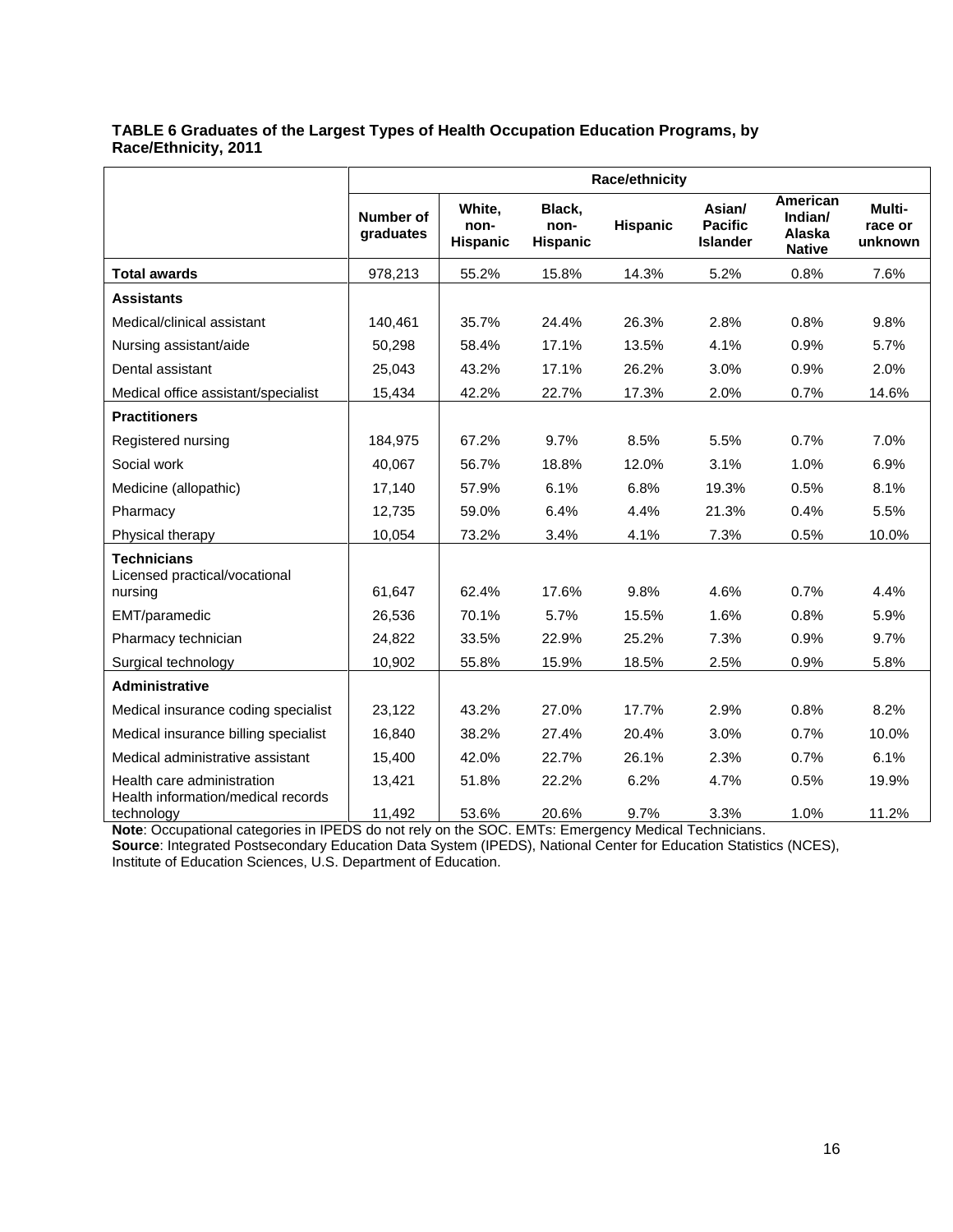**TABLE 6 Graduates of the Largest Types of Health Occupation Education Programs, by Race/Ethnicity, 2011**

| | Race/ethnicity | | | | | | |
|---|---|---|---|---|---|---|---|
| | Number of graduates | White, non-Hispanic | Black, non-Hispanic | Hispanic | Asian/ Pacific Islander | American Indian/ Alaska Native | Multi-race or unknown |
| **Total awards** | 978,213 | 55.2% | 15.8% | 14.3% | 5.2% | 0.8% | 7.6% |
| **Assistants** | | | | | | | |
| Medical/clinical assistant | 140,461 | 35.7% | 24.4% | 26.3% | 2.8% | 0.8% | 9.8% |
| Nursing assistant/aide | 50,298 | 58.4% | 17.1% | 13.5% | 4.1% | 0.9% | 5.7% |
| Dental assistant | 25,043 | 43.2% | 17.1% | 26.2% | 3.0% | 0.9% | 2.0% |
| Medical office assistant/specialist | 15,434 | 42.2% | 22.7% | 17.3% | 2.0% | 0.7% | 14.6% |
| **Practitioners** | | | | | | | |
| Registered nursing | 184,975 | 67.2% | 9.7% | 8.5% | 5.5% | 0.7% | 7.0% |
| Social work | 40,067 | 56.7% | 18.8% | 12.0% | 3.1% | 1.0% | 6.9% |
| Medicine (allopathic) | 17,140 | 57.9% | 6.1% | 6.8% | 19.3% | 0.5% | 8.1% |
| Pharmacy | 12,735 | 59.0% | 6.4% | 4.4% | 21.3% | 0.4% | 5.5% |
| Physical therapy | 10,054 | 73.2% | 3.4% | 4.1% | 7.3% | 0.5% | 10.0% |
| **Technicians** | | | | | | | |
| Licensed practical/vocational nursing | 61,647 | 62.4% | 17.6% | 9.8% | 4.6% | 0.7% | 4.4% |
| EMT/paramedic | 26,536 | 70.1% | 5.7% | 15.5% | 1.6% | 0.8% | 5.9% |
| Pharmacy technician | 24,822 | 33.5% | 22.9% | 25.2% | 7.3% | 0.9% | 9.7% |
| Surgical technology | 10,902 | 55.8% | 15.9% | 18.5% | 2.5% | 0.9% | 5.8% |
| **Administrative** | | | | | | | |
| Medical insurance coding specialist | 23,122 | 43.2% | 27.0% | 17.7% | 2.9% | 0.8% | 8.2% |
| Medical insurance billing specialist | 16,840 | 38.2% | 27.4% | 20.4% | 3.0% | 0.7% | 10.0% |
| Medical administrative assistant | 15,400 | 42.0% | 22.7% | 26.1% | 2.3% | 0.7% | 6.1% |
| Health care administration | 13,421 | 51.8% | 22.2% | 6.2% | 4.7% | 0.5% | 19.9% |
| Health information/medical records technology | 11,492 | 53.6% | 20.6% | 9.7% | 3.3% | 1.0% | 11.2% |

**Note**: Occupational categories in IPEDS do not rely on the SOC. EMTs: Emergency Medical Technicians.
**Source**: Integrated Postsecondary Education Data System (IPEDS), National Center for Education Statistics (NCES), Institute of Education Sciences, U.S. Department of Education.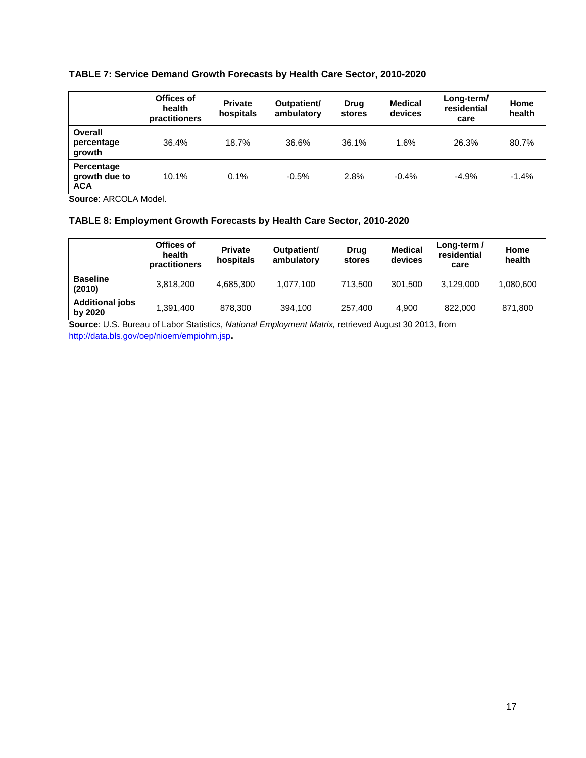**TABLE 7: Service Demand Growth Forecasts by Health Care Sector, 2010-2020**

| | Offices of health practitioners | Private hospitals | Outpatient/ ambulatory | Drug stores | Medical devices | Long-term/ residential care | Home health |
|---|---|---|---|---|---|---|---|
| **Overall percentage growth** | 36.4% | 18.7% | 36.6% | 36.1% | 1.6% | 26.3% | 80.7% |
| **Percentage growth due to ACA** | 10.1% | 0.1% | -0.5% | 2.8% | -0.4% | -4.9% | -1.4% |

**Source**: ARCOLA Model.

**TABLE 8: Employment Growth Forecasts by Health Care Sector, 2010-2020**

| | Offices of health practitioners | Private hospitals | Outpatient/ ambulatory | Drug stores | Medical devices | Long-term / residential care | Home health |
|---|---|---|---|---|---|---|---|
| **Baseline (2010)** | 3,818,200 | 4,685,300 | 1,077,100 | 713,500 | 301,500 | 3,129,000 | 1,080,600 |
| **Additional jobs by 2020** | 1,391,400 | 878,300 | 394,100 | 257,400 | 4,900 | 822,000 | 871,800 |

**Source**: U.S. Bureau of Labor Statistics, *National Employment Matrix,* retrieved August 30 2013, from http://data.bls.gov/oep/nioem/empiohm.jsp.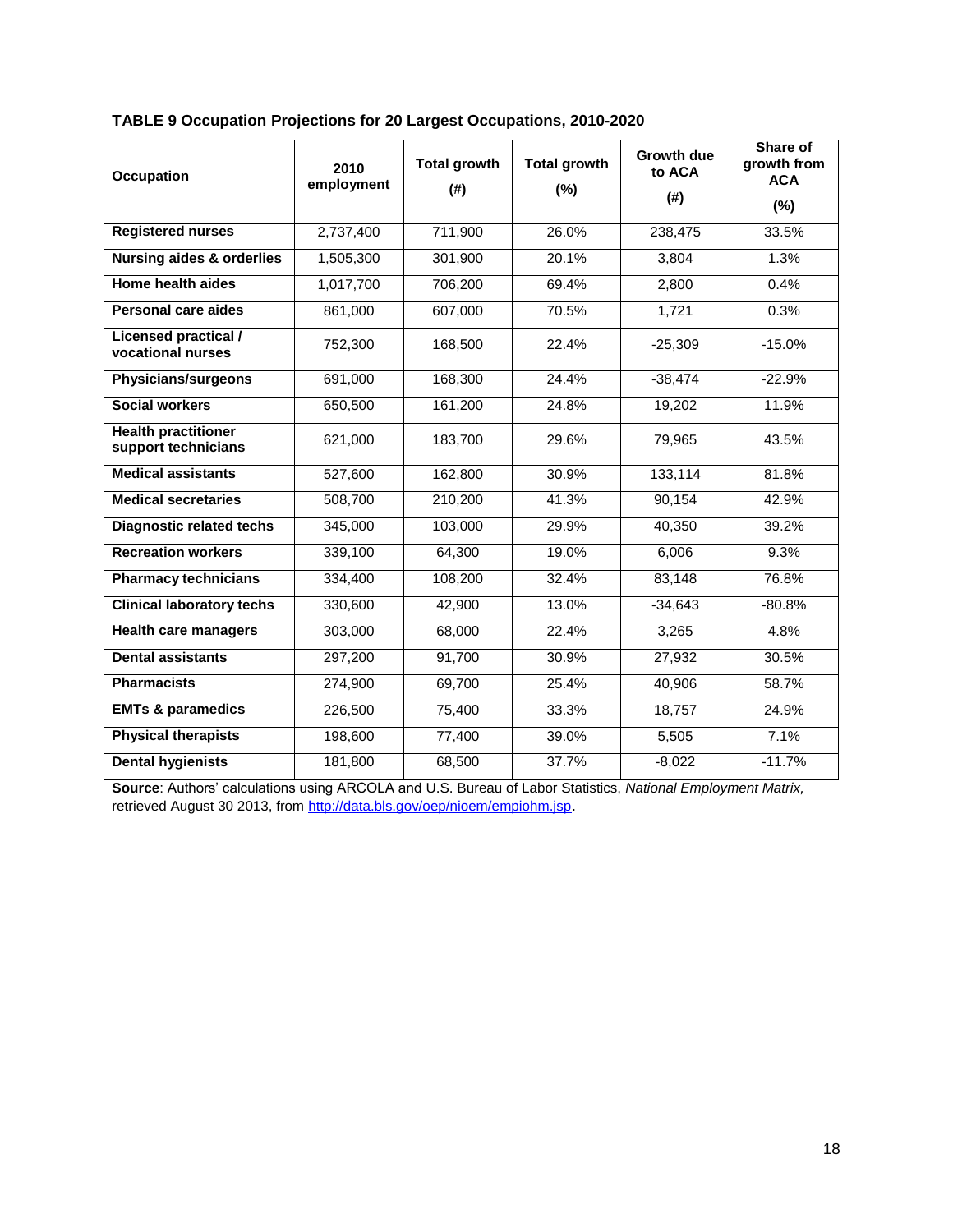**TABLE 9 Occupation Projections for 20 Largest Occupations, 2010-2020**

| Occupation | 2010 employment | Total growth (#) | Total growth (%) | Growth due to ACA (#) | Share of growth from ACA (%) |
|---|---|---|---|---|---|
| **Registered nurses** | 2,737,400 | 711,900 | 26.0% | 238,475 | 33.5% |
| **Nursing aides & orderlies** | 1,505,300 | 301,900 | 20.1% | 3,804 | 1.3% |
| **Home health aides** | 1,017,700 | 706,200 | 69.4% | 2,800 | 0.4% |
| **Personal care aides** | 861,000 | 607,000 | 70.5% | 1,721 | 0.3% |
| **Licensed practical / vocational nurses** | 752,300 | 168,500 | 22.4% | -25,309 | -15.0% |
| **Physicians/surgeons** | 691,000 | 168,300 | 24.4% | -38,474 | -22.9% |
| **Social workers** | 650,500 | 161,200 | 24.8% | 19,202 | 11.9% |
| **Health practitioner support technicians** | 621,000 | 183,700 | 29.6% | 79,965 | 43.5% |
| **Medical assistants** | 527,600 | 162,800 | 30.9% | 133,114 | 81.8% |
| **Medical secretaries** | 508,700 | 210,200 | 41.3% | 90,154 | 42.9% |
| **Diagnostic related techs** | 345,000 | 103,000 | 29.9% | 40,350 | 39.2% |
| **Recreation workers** | 339,100 | 64,300 | 19.0% | 6,006 | 9.3% |
| **Pharmacy technicians** | 334,400 | 108,200 | 32.4% | 83,148 | 76.8% |
| **Clinical laboratory techs** | 330,600 | 42,900 | 13.0% | -34,643 | -80.8% |
| **Health care managers** | 303,000 | 68,000 | 22.4% | 3,265 | 4.8% |
| **Dental assistants** | 297,200 | 91,700 | 30.9% | 27,932 | 30.5% |
| **Pharmacists** | 274,900 | 69,700 | 25.4% | 40,906 | 58.7% |
| **EMTs & paramedics** | 226,500 | 75,400 | 33.3% | 18,757 | 24.9% |
| **Physical therapists** | 198,600 | 77,400 | 39.0% | 5,505 | 7.1% |
| **Dental hygienists** | 181,800 | 68,500 | 37.7% | -8,022 | -11.7% |

**Source**: Authors' calculations using ARCOLA and U.S. Bureau of Labor Statistics, *National Employment Matrix,* retrieved August 30 2013, from http://data.bls.gov/oep/nioem/empiohm.jsp.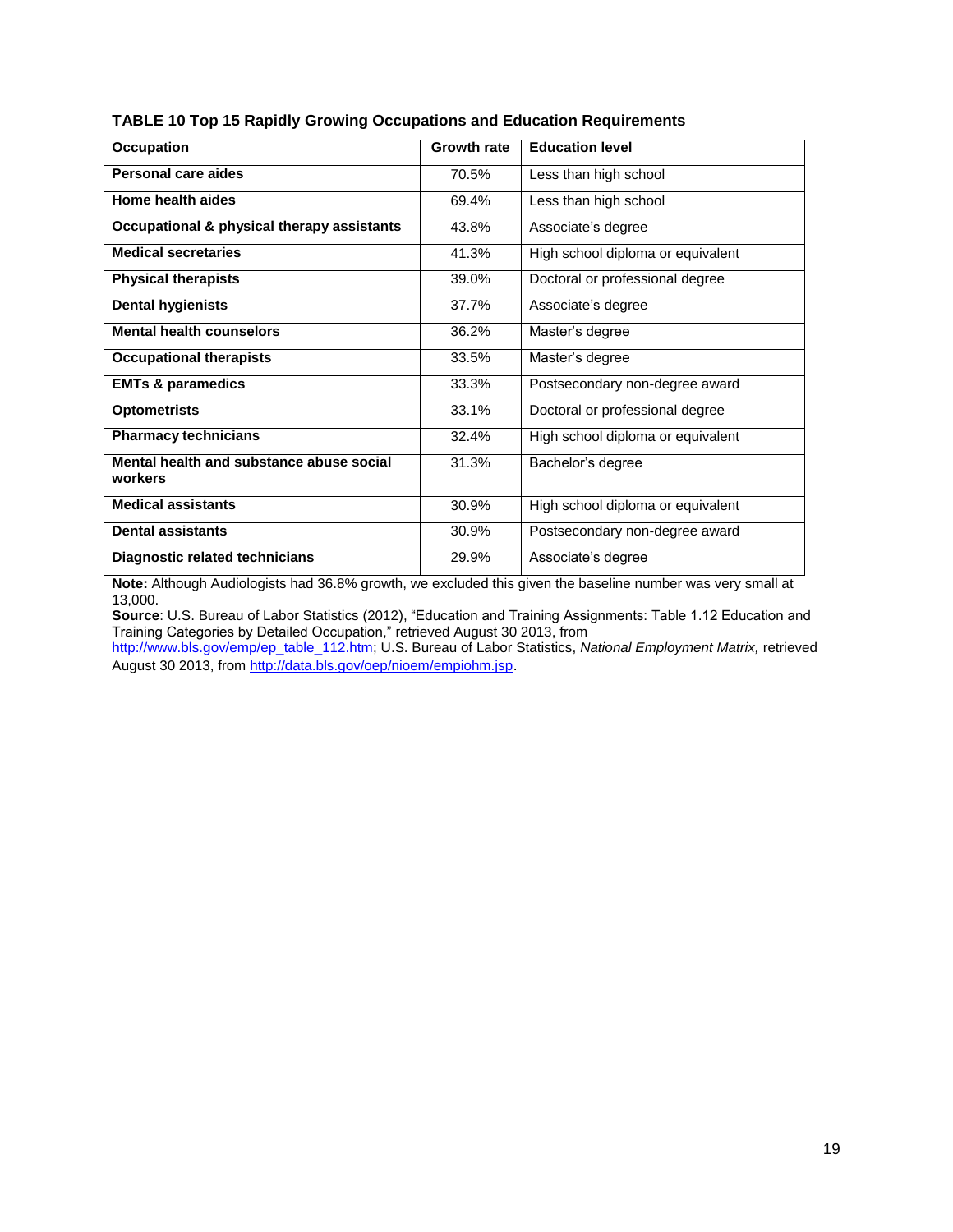**TABLE 10 Top 15 Rapidly Growing Occupations and Education Requirements**

| Occupation | Growth rate | Education level |
|---|---|---|
| **Personal care aides** | 70.5% | Less than high school |
| **Home health aides** | 69.4% | Less than high school |
| **Occupational & physical therapy assistants** | 43.8% | Associate's degree |
| **Medical secretaries** | 41.3% | High school diploma or equivalent |
| **Physical therapists** | 39.0% | Doctoral or professional degree |
| **Dental hygienists** | 37.7% | Associate's degree |
| **Mental health counselors** | 36.2% | Master's degree |
| **Occupational therapists** | 33.5% | Master's degree |
| **EMTs & paramedics** | 33.3% | Postsecondary non-degree award |
| **Optometrists** | 33.1% | Doctoral or professional degree |
| **Pharmacy technicians** | 32.4% | High school diploma or equivalent |
| **Mental health and substance abuse social workers** | 31.3% | Bachelor's degree |
| **Medical assistants** | 30.9% | High school diploma or equivalent |
| **Dental assistants** | 30.9% | Postsecondary non-degree award |
| **Diagnostic related technicians** | 29.9% | Associate's degree |

**Note:** Although Audiologists had 36.8% growth, we excluded this given the baseline number was very small at 13,000.

**Source**: U.S. Bureau of Labor Statistics (2012), "Education and Training Assignments: Table 1.12 Education and Training Categories by Detailed Occupation," retrieved August 30 2013, from http://www.bls.gov/emp/ep_table_112.htm; U.S. Bureau of Labor Statistics, *National Employment Matrix,* retrieved August 30 2013, from http://data.bls.gov/oep/nioem/empiohm.jsp.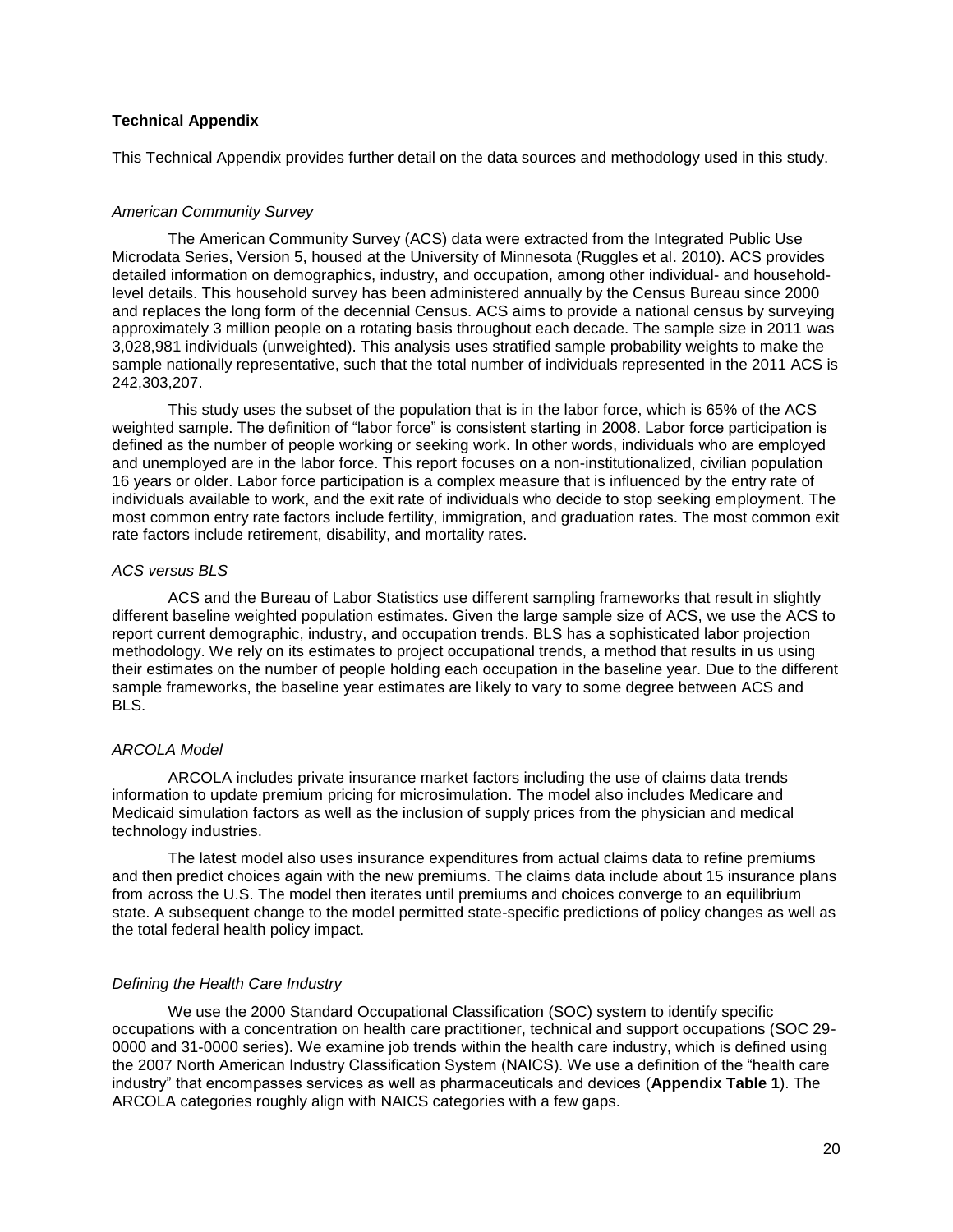## Technical Appendix

This Technical Appendix provides further detail on the data sources and methodology used in this study.

### *American Community Survey*

The American Community Survey (ACS) data were extracted from the Integrated Public Use Microdata Series, Version 5, housed at the University of Minnesota (Ruggles et al. 2010). ACS provides detailed information on demographics, industry, and occupation, among other individual- and household-level details. This household survey has been administered annually by the Census Bureau since 2000 and replaces the long form of the decennial Census. ACS aims to provide a national census by surveying approximately 3 million people on a rotating basis throughout each decade. The sample size in 2011 was 3,028,981 individuals (unweighted). This analysis uses stratified sample probability weights to make the sample nationally representative, such that the total number of individuals represented in the 2011 ACS is 242,303,207.

This study uses the subset of the population that is in the labor force, which is 65% of the ACS weighted sample. The definition of "labor force" is consistent starting in 2008. Labor force participation is defined as the number of people working or seeking work. In other words, individuals who are employed and unemployed are in the labor force. This report focuses on a non-institutionalized, civilian population 16 years or older. Labor force participation is a complex measure that is influenced by the entry rate of individuals available to work, and the exit rate of individuals who decide to stop seeking employment. The most common entry rate factors include fertility, immigration, and graduation rates. The most common exit rate factors include retirement, disability, and mortality rates.

### *ACS versus BLS*

ACS and the Bureau of Labor Statistics use different sampling frameworks that result in slightly different baseline weighted population estimates. Given the large sample size of ACS, we use the ACS to report current demographic, industry, and occupation trends. BLS has a sophisticated labor projection methodology. We rely on its estimates to project occupational trends, a method that results in us using their estimates on the number of people holding each occupation in the baseline year. Due to the different sample frameworks, the baseline year estimates are likely to vary to some degree between ACS and BLS.

### *ARCOLA Model*

ARCOLA includes private insurance market factors including the use of claims data trends information to update premium pricing for microsimulation. The model also includes Medicare and Medicaid simulation factors as well as the inclusion of supply prices from the physician and medical technology industries.

The latest model also uses insurance expenditures from actual claims data to refine premiums and then predict choices again with the new premiums. The claims data include about 15 insurance plans from across the U.S. The model then iterates until premiums and choices converge to an equilibrium state. A subsequent change to the model permitted state-specific predictions of policy changes as well as the total federal health policy impact.

### *Defining the Health Care Industry*

We use the 2000 Standard Occupational Classification (SOC) system to identify specific occupations with a concentration on health care practitioner, technical and support occupations (SOC 29-0000 and 31-0000 series). We examine job trends within the health care industry, which is defined using the 2007 North American Industry Classification System (NAICS). We use a definition of the "health care industry" that encompasses services as well as pharmaceuticals and devices (**Appendix Table 1**). The ARCOLA categories roughly align with NAICS categories with a few gaps.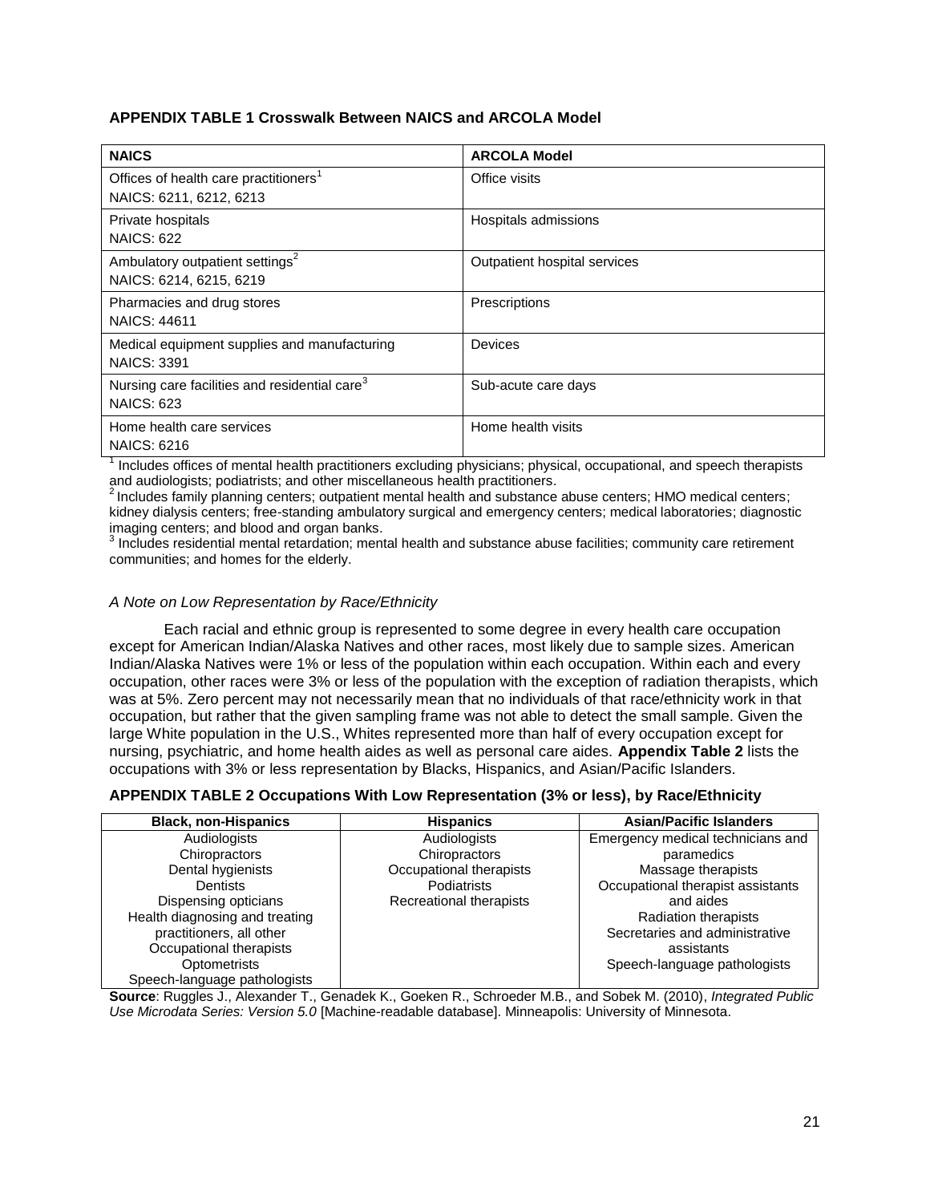**APPENDIX TABLE 1 Crosswalk Between NAICS and ARCOLA Model**

| NAICS | ARCOLA Model |
|---|---|
| Offices of health care practitioners[1]<br>NAICS: 6211, 6212, 6213 | Office visits |
| Private hospitals<br>NAICS: 622 | Hospitals admissions |
| Ambulatory outpatient settings[2]<br>NAICS: 6214, 6215, 6219 | Outpatient hospital services |
| Pharmacies and drug stores<br>NAICS: 44611 | Prescriptions |
| Medical equipment supplies and manufacturing<br>NAICS: 3391 | Devices |
| Nursing care facilities and residential care[3]<br>NAICS: 623 | Sub-acute care days |
| Home health care services<br>NAICS: 6216 | Home health visits |

[1] Includes offices of mental health practitioners excluding physicians; physical, occupational, and speech therapists and audiologists; podiatrists; and other miscellaneous health practitioners.
[2] Includes family planning centers; outpatient mental health and substance abuse centers; HMO medical centers; kidney dialysis centers; free-standing ambulatory surgical and emergency centers; medical laboratories; diagnostic imaging centers; and blood and organ banks.
[3] Includes residential mental retardation; mental health and substance abuse facilities; community care retirement communities; and homes for the elderly.

*A Note on Low Representation by Race/Ethnicity*

Each racial and ethnic group is represented to some degree in every health care occupation except for American Indian/Alaska Natives and other races, most likely due to sample sizes. American Indian/Alaska Natives were 1% or less of the population within each occupation. Within each and every occupation, other races were 3% or less of the population with the exception of radiation therapists, which was at 5%. Zero percent may not necessarily mean that no individuals of that race/ethnicity work in that occupation, but rather that the given sampling frame was not able to detect the small sample. Given the large White population in the U.S., Whites represented more than half of every occupation except for nursing, psychiatric, and home health aides as well as personal care aides. **Appendix Table 2** lists the occupations with 3% or less representation by Blacks, Hispanics, and Asian/Pacific Islanders.

**APPENDIX TABLE 2 Occupations With Low Representation (3% or less), by Race/Ethnicity**

| Black, non-Hispanics | Hispanics | Asian/Pacific Islanders |
|---|---|---|
| Audiologists | Audiologists | Emergency medical technicians and paramedics |
| Chiropractors | Chiropractors | Massage therapists |
| Dental hygienists | Occupational therapists | Occupational therapist assistants and aides |
| Dentists | Podiatrists | Radiation therapists |
| Dispensing opticians | Recreational therapists | Secretaries and administrative assistants |
| Health diagnosing and treating practitioners, all other | | Speech-language pathologists |
| Occupational therapists | | |
| Optometrists | | |
| Speech-language pathologists | | |

**Source**: Ruggles J., Alexander T., Genadek K., Goeken R., Schroeder M.B., and Sobek M. (2010), *Integrated Public Use Microdata Series: Version 5.0* [Machine-readable database]. Minneapolis: University of Minnesota.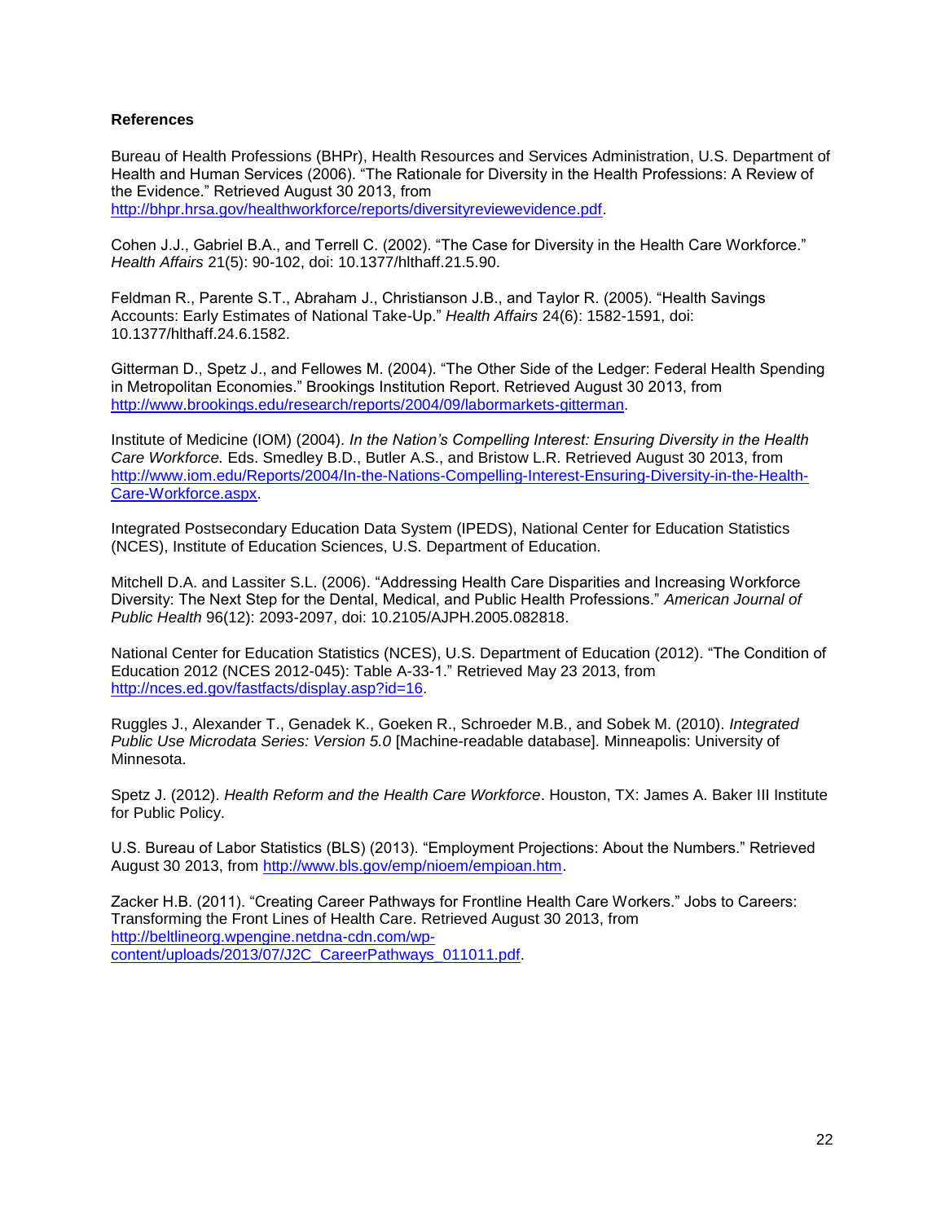## References

Bureau of Health Professions (BHPr), Health Resources and Services Administration, U.S. Department of Health and Human Services (2006). "The Rationale for Diversity in the Health Professions: A Review of the Evidence." Retrieved August 30 2013, from http://bhpr.hrsa.gov/healthworkforce/reports/diversityreviewevidence.pdf.

Cohen J.J., Gabriel B.A., and Terrell C. (2002). "The Case for Diversity in the Health Care Workforce." *Health Affairs* 21(5): 90-102, doi: 10.1377/hlthaff.21.5.90.

Feldman R., Parente S.T., Abraham J., Christianson J.B., and Taylor R. (2005). "Health Savings Accounts: Early Estimates of National Take-Up." *Health Affairs* 24(6): 1582-1591, doi: 10.1377/hlthaff.24.6.1582.

Gitterman D., Spetz J., and Fellowes M. (2004). "The Other Side of the Ledger: Federal Health Spending in Metropolitan Economies." Brookings Institution Report. Retrieved August 30 2013, from http://www.brookings.edu/research/reports/2004/09/labormarkets-gitterman.

Institute of Medicine (IOM) (2004). *In the Nation's Compelling Interest: Ensuring Diversity in the Health Care Workforce.* Eds. Smedley B.D., Butler A.S., and Bristow L.R. Retrieved August 30 2013, from http://www.iom.edu/Reports/2004/In-the-Nations-Compelling-Interest-Ensuring-Diversity-in-the-Health-Care-Workforce.aspx.

Integrated Postsecondary Education Data System (IPEDS), National Center for Education Statistics (NCES), Institute of Education Sciences, U.S. Department of Education.

Mitchell D.A. and Lassiter S.L. (2006). "Addressing Health Care Disparities and Increasing Workforce Diversity: The Next Step for the Dental, Medical, and Public Health Professions." *American Journal of Public Health* 96(12): 2093-2097, doi: 10.2105/AJPH.2005.082818.

National Center for Education Statistics (NCES), U.S. Department of Education (2012). "The Condition of Education 2012 (NCES 2012-045): Table A-33-1." Retrieved May 23 2013, from http://nces.ed.gov/fastfacts/display.asp?id=16.

Ruggles J., Alexander T., Genadek K., Goeken R., Schroeder M.B., and Sobek M. (2010). *Integrated Public Use Microdata Series: Version 5.0* [Machine-readable database]. Minneapolis: University of Minnesota.

Spetz J. (2012). *Health Reform and the Health Care Workforce*. Houston, TX: James A. Baker III Institute for Public Policy.

U.S. Bureau of Labor Statistics (BLS) (2013). "Employment Projections: About the Numbers." Retrieved August 30 2013, from http://www.bls.gov/emp/nioem/empioan.htm.

Zacker H.B. (2011). "Creating Career Pathways for Frontline Health Care Workers." Jobs to Careers: Transforming the Front Lines of Health Care. Retrieved August 30 2013, from http://beltlineorg.wpengine.netdna-cdn.com/wp-content/uploads/2013/07/J2C_CareerPathways_011011.pdf.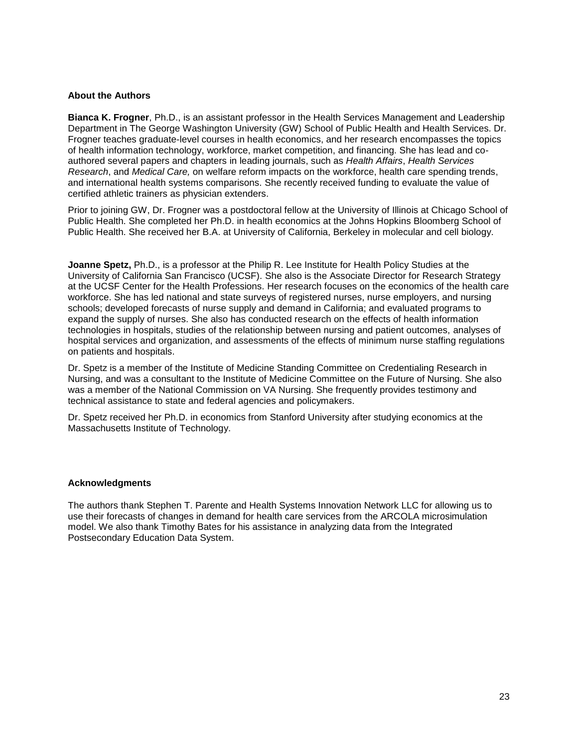**About the Authors**

**Bianca K. Frogner**, Ph.D., is an assistant professor in the Health Services Management and Leadership Department in The George Washington University (GW) School of Public Health and Health Services. Dr. Frogner teaches graduate-level courses in health economics, and her research encompasses the topics of health information technology, workforce, market competition, and financing. She has lead and co-authored several papers and chapters in leading journals, such as *Health Affairs*, *Health Services Research*, and *Medical Care,* on welfare reform impacts on the workforce, health care spending trends, and international health systems comparisons. She recently received funding to evaluate the value of certified athletic trainers as physician extenders.

Prior to joining GW, Dr. Frogner was a postdoctoral fellow at the University of Illinois at Chicago School of Public Health. She completed her Ph.D. in health economics at the Johns Hopkins Bloomberg School of Public Health. She received her B.A. at University of California, Berkeley in molecular and cell biology.

**Joanne Spetz,** Ph.D., is a professor at the Philip R. Lee Institute for Health Policy Studies at the University of California San Francisco (UCSF). She also is the Associate Director for Research Strategy at the UCSF Center for the Health Professions. Her research focuses on the economics of the health care workforce. She has led national and state surveys of registered nurses, nurse employers, and nursing schools; developed forecasts of nurse supply and demand in California; and evaluated programs to expand the supply of nurses. She also has conducted research on the effects of health information technologies in hospitals, studies of the relationship between nursing and patient outcomes, analyses of hospital services and organization, and assessments of the effects of minimum nurse staffing regulations on patients and hospitals.

Dr. Spetz is a member of the Institute of Medicine Standing Committee on Credentialing Research in Nursing, and was a consultant to the Institute of Medicine Committee on the Future of Nursing. She also was a member of the National Commission on VA Nursing. She frequently provides testimony and technical assistance to state and federal agencies and policymakers.

Dr. Spetz received her Ph.D. in economics from Stanford University after studying economics at the Massachusetts Institute of Technology.

**Acknowledgments**

The authors thank Stephen T. Parente and Health Systems Innovation Network LLC for allowing us to use their forecasts of changes in demand for health care services from the ARCOLA microsimulation model. We also thank Timothy Bates for his assistance in analyzing data from the Integrated Postsecondary Education Data System.